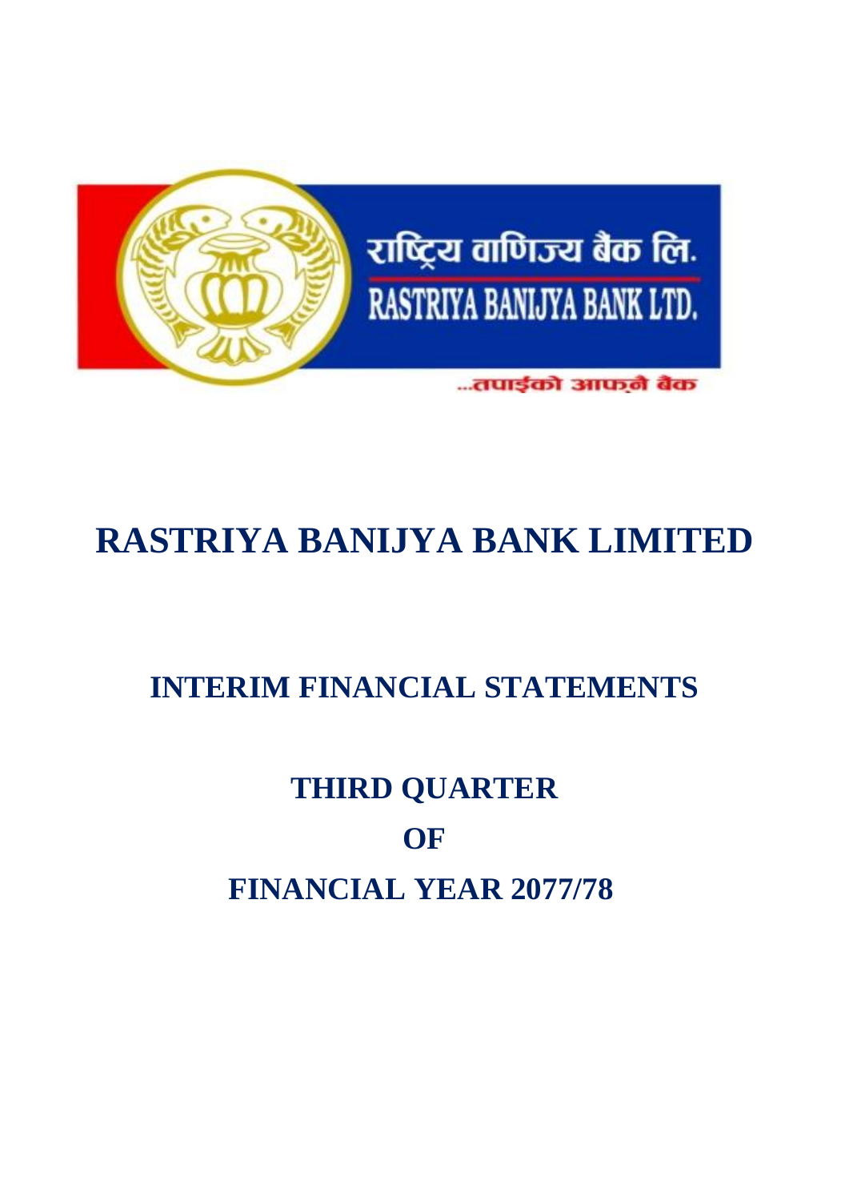# RASTRIYA BANIJYA BANK LIMITED

## INTERIM FINANCIAL STATEMENTS

## THIRD QUARTER

## OF

## FINANCIAL YEAR 2077/78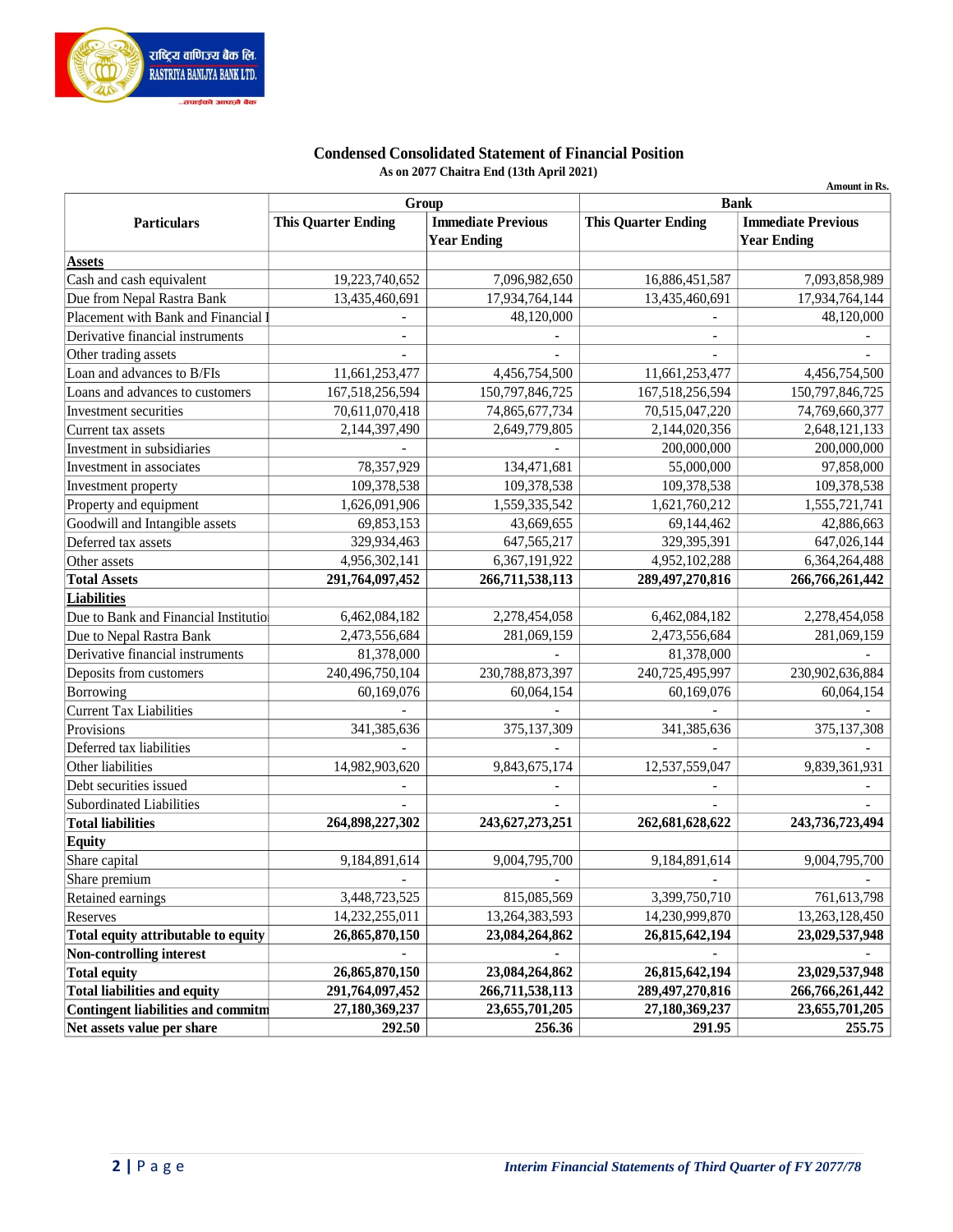## Condensed Consolidated Statement of Financial Position

**As on 2077 Chaitra End (13th April 2021)**

Amount in Rs.

| Particulars | Group | | Bank | |
|---|---|---|---|---|
| | **This Quarter Ending** | **Immediate Previous Year Ending** | **This Quarter Ending** | **Immediate Previous Year Ending** |
| **Assets** | | | | |
| Cash and cash equivalent | 19,223,740,652 | 7,096,982,650 | 16,886,451,587 | 7,093,858,989 |
| Due from Nepal Rastra Bank | 13,435,460,691 | 17,934,764,144 | 13,435,460,691 | 17,934,764,144 |
| Placement with Bank and Financial I | - | 48,120,000 | - | 48,120,000 |
| Derivative financial instruments | - | - | - | - |
| Other trading assets | - | - | - | - |
| Loan and advances to B/FIs | 11,661,253,477 | 4,456,754,500 | 11,661,253,477 | 4,456,754,500 |
| Loans and advances to customers | 167,518,256,594 | 150,797,846,725 | 167,518,256,594 | 150,797,846,725 |
| Investment securities | 70,611,070,418 | 74,865,677,734 | 70,515,047,220 | 74,769,660,377 |
| Current tax assets | 2,144,397,490 | 2,649,779,805 | 2,144,020,356 | 2,648,121,133 |
| Investment in subsidiaries | - | - | 200,000,000 | 200,000,000 |
| Investment in associates | 78,357,929 | 134,471,681 | 55,000,000 | 97,858,000 |
| Investment property | 109,378,538 | 109,378,538 | 109,378,538 | 109,378,538 |
| Property and equipment | 1,626,091,906 | 1,559,335,542 | 1,621,760,212 | 1,555,721,741 |
| Goodwill and Intangible assets | 69,853,153 | 43,669,655 | 69,144,462 | 42,886,663 |
| Deferred tax assets | 329,934,463 | 647,565,217 | 329,395,391 | 647,026,144 |
| Other assets | 4,956,302,141 | 6,367,191,922 | 4,952,102,288 | 6,364,264,488 |
| **Total Assets** | **291,764,097,452** | **266,711,538,113** | **289,497,270,816** | **266,766,261,442** |
| **Liabilities** | | | | |
| Due to Bank and Financial Institutio | 6,462,084,182 | 2,278,454,058 | 6,462,084,182 | 2,278,454,058 |
| Due to Nepal Rastra Bank | 2,473,556,684 | 281,069,159 | 2,473,556,684 | 281,069,159 |
| Derivative financial instruments | 81,378,000 | - | 81,378,000 | - |
| Deposits from customers | 240,496,750,104 | 230,788,873,397 | 240,725,495,997 | 230,902,636,884 |
| Borrowing | 60,169,076 | 60,064,154 | 60,169,076 | 60,064,154 |
| Current Tax Liabilities | - | - | - | - |
| Provisions | 341,385,636 | 375,137,309 | 341,385,636 | 375,137,308 |
| Deferred tax liabilities | - | - | - | - |
| Other liabilities | 14,982,903,620 | 9,843,675,174 | 12,537,559,047 | 9,839,361,931 |
| Debt securities issued | - | - | - | - |
| Subordinated Liabilities | - | - | - | - |
| **Total liabilities** | **264,898,227,302** | **243,627,273,251** | **262,681,628,622** | **243,736,723,494** |
| **Equity** | | | | |
| Share capital | 9,184,891,614 | 9,004,795,700 | 9,184,891,614 | 9,004,795,700 |
| Share premium | - | - | - | - |
| Retained earnings | 3,448,723,525 | 815,085,569 | 3,399,750,710 | 761,613,798 |
| Reserves | 14,232,255,011 | 13,264,383,593 | 14,230,999,870 | 13,263,128,450 |
| **Total equity attributable to equity** | **26,865,870,150** | **23,084,264,862** | **26,815,642,194** | **23,029,537,948** |
| **Non-controlling interest** | - | - | - | - |
| **Total equity** | **26,865,870,150** | **23,084,264,862** | **26,815,642,194** | **23,029,537,948** |
| **Total liabilities and equity** | **291,764,097,452** | **266,711,538,113** | **289,497,270,816** | **266,766,261,442** |
| **Contingent liabilities and commitm** | **27,180,369,237** | **23,655,701,205** | **27,180,369,237** | **23,655,701,205** |
| **Net assets value per share** | **292.50** | **256.36** | **291.95** | **255.75** |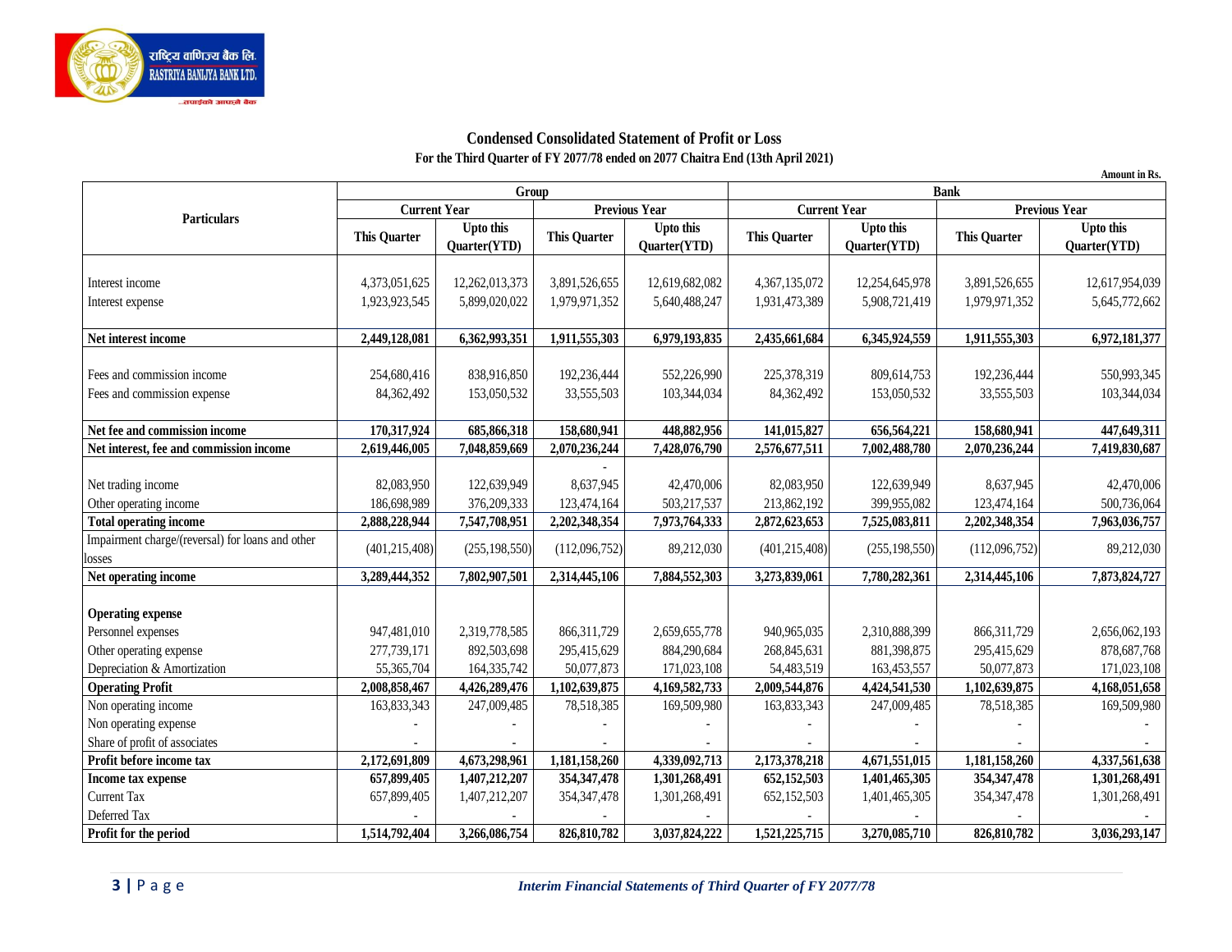## Condensed Consolidated Statement of Profit or Loss

**For the Third Quarter of FY 2077/78 ended on 2077 Chaitra End (13th April 2021)**

Amount in Rs.

| Particulars | Group | | | | Bank | | | |
|---|---|---|---|---|---|---|---|---|
| | Current Year | | Previous Year | | Current Year | | Previous Year | |
| | This Quarter | Upto this Quarter(YTD) | This Quarter | Upto this Quarter(YTD) | This Quarter | Upto this Quarter(YTD) | This Quarter | Upto this Quarter(YTD) |
| Interest income | 4,373,051,625 | 12,262,013,373 | 3,891,526,655 | 12,619,682,082 | 4,367,135,072 | 12,254,645,978 | 3,891,526,655 | 12,617,954,039 |
| Interest expense | 1,923,923,545 | 5,899,020,022 | 1,979,971,352 | 5,640,488,247 | 1,931,473,389 | 5,908,721,419 | 1,979,971,352 | 5,645,772,662 |
| **Net interest income** | **2,449,128,081** | **6,362,993,351** | **1,911,555,303** | **6,979,193,835** | **2,435,661,684** | **6,345,924,559** | **1,911,555,303** | **6,972,181,377** |
| Fees and commission income | 254,680,416 | 838,916,850 | 192,236,444 | 552,226,990 | 225,378,319 | 809,614,753 | 192,236,444 | 550,993,345 |
| Fees and commission expense | 84,362,492 | 153,050,532 | 33,555,503 | 103,344,034 | 84,362,492 | 153,050,532 | 33,555,503 | 103,344,034 |
| **Net fee and commission income** | **170,317,924** | **685,866,318** | **158,680,941** | **448,882,956** | **141,015,827** | **656,564,221** | **158,680,941** | **447,649,311** |
| **Net interest, fee and commission income** | **2,619,446,005** | **7,048,859,669** | **2,070,236,244** | **7,428,076,790** | **2,576,677,511** | **7,002,488,780** | **2,070,236,244** | **7,419,830,687** |
| | | | - | | | | | |
| Net trading income | 82,083,950 | 122,639,949 | 8,637,945 | 42,470,006 | 82,083,950 | 122,639,949 | 8,637,945 | 42,470,006 |
| Other operating income | 186,698,989 | 376,209,333 | 123,474,164 | 503,217,537 | 213,862,192 | 399,955,082 | 123,474,164 | 500,736,064 |
| **Total operating income** | **2,888,228,944** | **7,547,708,951** | **2,202,348,354** | **7,973,764,333** | **2,872,623,653** | **7,525,083,811** | **2,202,348,354** | **7,963,036,757** |
| Impairment charge/(reversal) for loans and other losses | (401,215,408) | (255,198,550) | (112,096,752) | 89,212,030 | (401,215,408) | (255,198,550) | (112,096,752) | 89,212,030 |
| **Net operating income** | **3,289,444,352** | **7,802,907,501** | **2,314,445,106** | **7,884,552,303** | **3,273,839,061** | **7,780,282,361** | **2,314,445,106** | **7,873,824,727** |
| **Operating expense** | | | | | | | | |
| Personnel expenses | 947,481,010 | 2,319,778,585 | 866,311,729 | 2,659,655,778 | 940,965,035 | 2,310,888,399 | 866,311,729 | 2,656,062,193 |
| Other operating expense | 277,739,171 | 892,503,698 | 295,415,629 | 884,290,684 | 268,845,631 | 881,398,875 | 295,415,629 | 878,687,768 |
| Depreciation & Amortization | 55,365,704 | 164,335,742 | 50,077,873 | 171,023,108 | 54,483,519 | 163,453,557 | 50,077,873 | 171,023,108 |
| **Operating Profit** | **2,008,858,467** | **4,426,289,476** | **1,102,639,875** | **4,169,582,733** | **2,009,544,876** | **4,424,541,530** | **1,102,639,875** | **4,168,051,658** |
| Non operating income | 163,833,343 | 247,009,485 | 78,518,385 | 169,509,980 | 163,833,343 | 247,009,485 | 78,518,385 | 169,509,980 |
| Non operating expense | - | - | - | - | - | - | - | - |
| Share of profit of associates | - | - | - | - | - | - | - | - |
| **Profit before income tax** | **2,172,691,809** | **4,673,298,961** | **1,181,158,260** | **4,339,092,713** | **2,173,378,218** | **4,671,551,015** | **1,181,158,260** | **4,337,561,638** |
| **Income tax expense** | **657,899,405** | **1,407,212,207** | **354,347,478** | **1,301,268,491** | **652,152,503** | **1,401,465,305** | **354,347,478** | **1,301,268,491** |
| Current Tax | 657,899,405 | 1,407,212,207 | 354,347,478 | 1,301,268,491 | 652,152,503 | 1,401,465,305 | 354,347,478 | 1,301,268,491 |
| Deferred Tax | - | - | - | - | - | - | - | - |
| **Profit for the period** | **1,514,792,404** | **3,266,086,754** | **826,810,782** | **3,037,824,222** | **1,521,225,715** | **3,270,085,710** | **826,810,782** | **3,036,293,147** |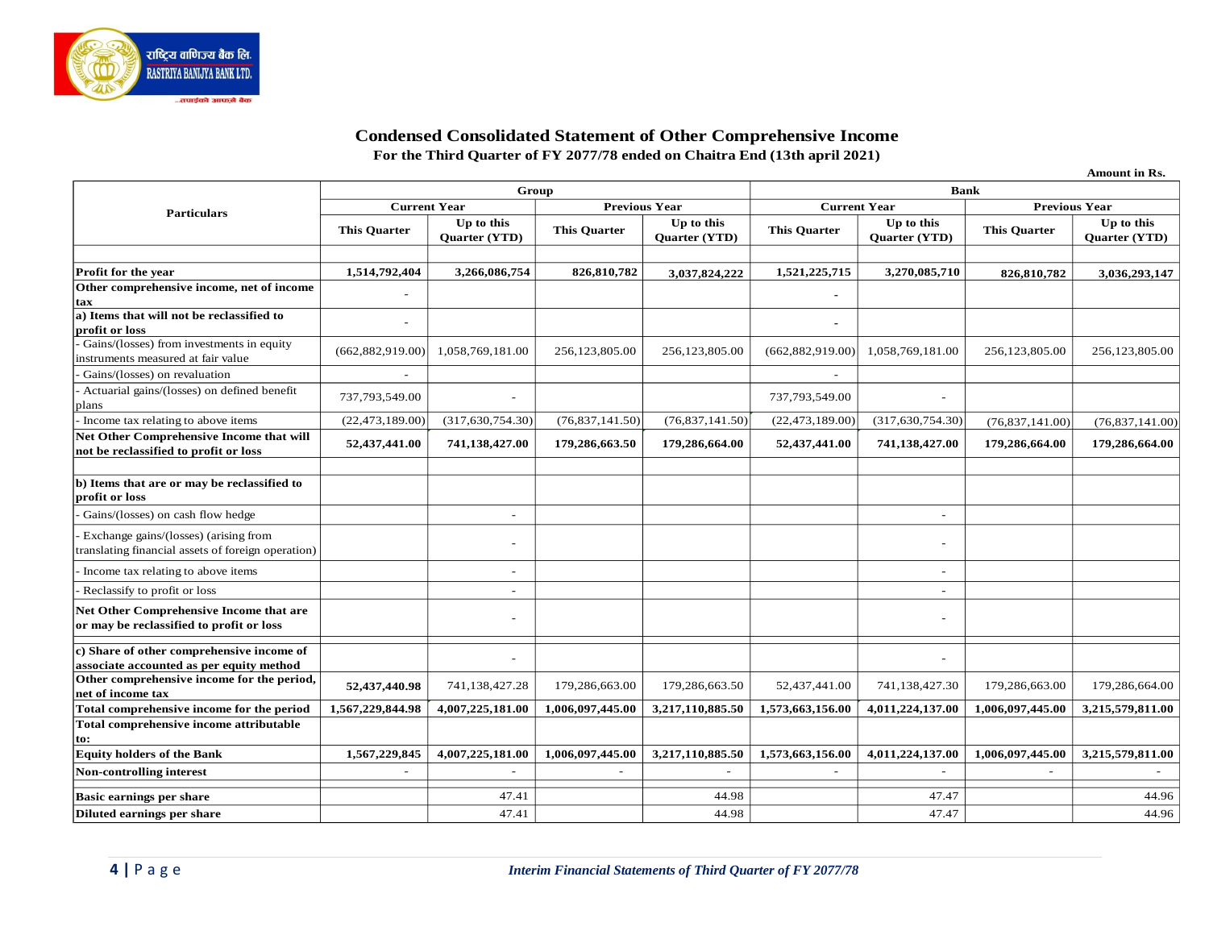राष्ट्रिय वाणिज्य बैंक लि.
RASTRIYA BANIJYA BANK LTD.
...तपाईंको आफ्नै बैंक

# Condensed Consolidated Statement of Other Comprehensive Income

**For the Third Quarter of FY 2077/78 ended on Chaitra End (13th april 2021)**

Amount in Rs.

| Particulars | Group | | | | Bank | | | |
|---|---|---|---|---|---|---|---|---|
| | Current Year | | Previous Year | | Current Year | | Previous Year | |
| | This Quarter | Up to this Quarter (YTD) | This Quarter | Up to this Quarter (YTD) | This Quarter | Up to this Quarter (YTD) | This Quarter | Up to this Quarter (YTD) |
| **Profit for the year** | **1,514,792,404** | **3,266,086,754** | **826,810,782** | **3,037,824,222** | **1,521,225,715** | **3,270,085,710** | **826,810,782** | **3,036,293,147** |
| **Other comprehensive income, net of income tax** | - | | | | - | | | |
| **a) Items that will not be reclassified to profit or loss** | - | | | | - | | | |
| - Gains/(losses) from investments in equity instruments measured at fair value | (662,882,919.00) | 1,058,769,181.00 | 256,123,805.00 | 256,123,805.00 | (662,882,919.00) | 1,058,769,181.00 | 256,123,805.00 | 256,123,805.00 |
| - Gains/(losses) on revaluation | - | | | | - | | | |
| - Actuarial gains/(losses) on defined benefit plans | 737,793,549.00 | - | | | 737,793,549.00 | - | | |
| - Income tax relating to above items | (22,473,189.00) | (317,630,754.30) | (76,837,141.50) | (76,837,141.50) | (22,473,189.00) | (317,630,754.30) | (76,837,141.00) | (76,837,141.00) |
| **Net Other Comprehensive Income that will not be reclassified to profit or loss** | **52,437,441.00** | **741,138,427.00** | **179,286,663.50** | **179,286,664.00** | **52,437,441.00** | **741,138,427.00** | **179,286,664.00** | **179,286,664.00** |
| | | | | | | | | |
| **b) Items that are or may be reclassified to profit or loss** | | | | | | | | |
| - Gains/(losses) on cash flow hedge | | - | | | | - | | |
| - Exchange gains/(losses) (arising from translating financial assets of foreign operation) | | - | | | | - | | |
| - Income tax relating to above items | | - | | | | - | | |
| - Reclassify to profit or loss | | - | | | | - | | |
| **Net Other Comprehensive Income that are or may be reclassified to profit or loss** | | - | | | | - | | |
| **c) Share of other comprehensive income of associate accounted as per equity method** | | - | | | | - | | |
| **Other comprehensive income for the period, net of income tax** | **52,437,440.98** | 741,138,427.28 | 179,286,663.00 | 179,286,663.50 | 52,437,441.00 | 741,138,427.30 | 179,286,663.00 | 179,286,664.00 |
| **Total comprehensive income for the period** | **1,567,229,844.98** | **4,007,225,181.00** | **1,006,097,445.00** | **3,217,110,885.50** | **1,573,663,156.00** | **4,011,224,137.00** | **1,006,097,445.00** | **3,215,579,811.00** |
| **Total comprehensive income attributable to:** | | | | | | | | |
| **Equity holders of the Bank** | **1,567,229,845** | **4,007,225,181.00** | **1,006,097,445.00** | **3,217,110,885.50** | **1,573,663,156.00** | **4,011,224,137.00** | **1,006,097,445.00** | **3,215,579,811.00** |
| **Non-controlling interest** | - | - | - | - | - | - | - | - |
| **Basic earnings per share** | | 47.41 | | 44.98 | | 47.47 | | 44.96 |
| **Diluted earnings per share** | | 47.41 | | 44.98 | | 47.47 | | 44.96 |

*Interim Financial Statements of Third Quarter of FY 2077/78*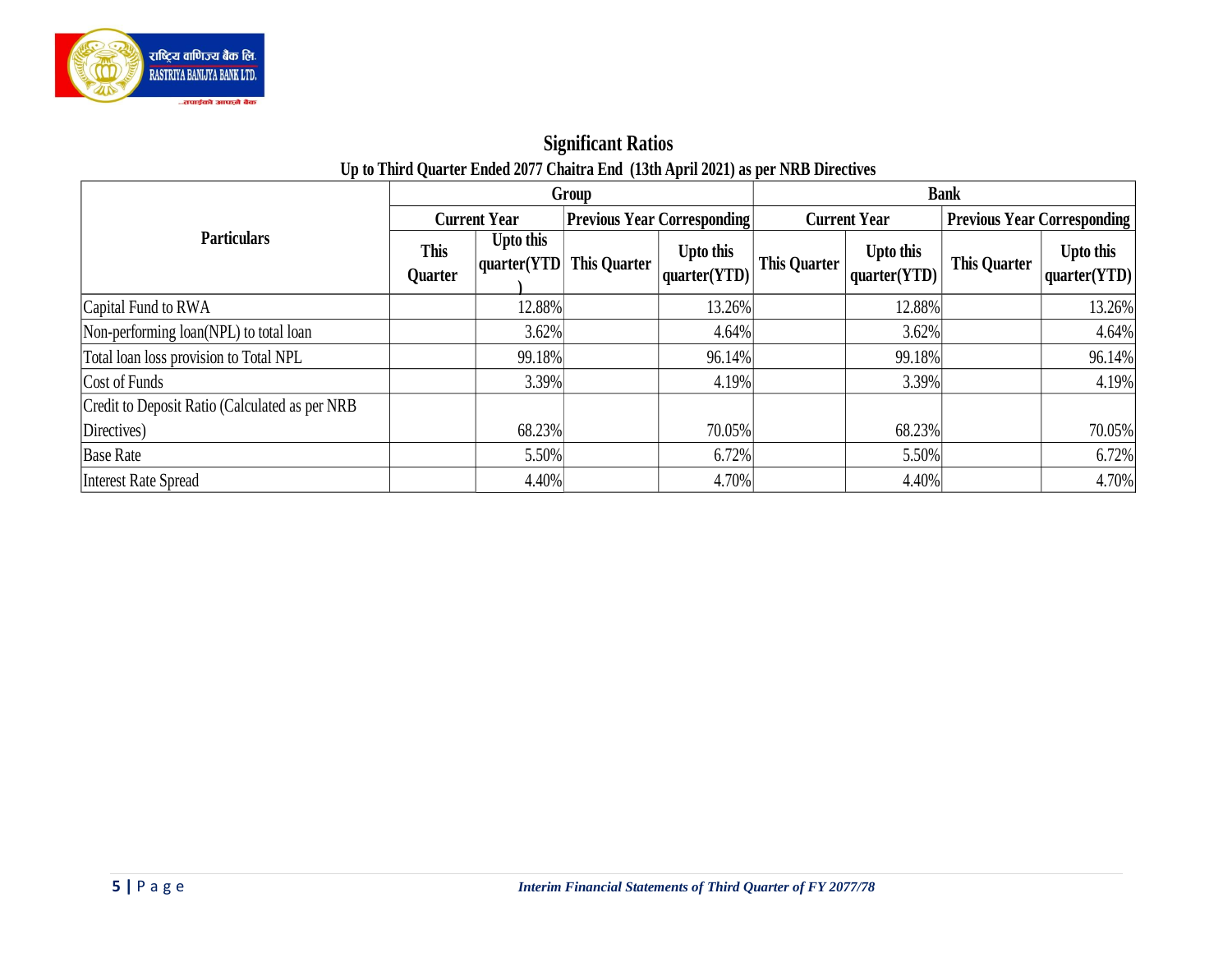# Significant Ratios

## Up to Third Quarter Ended 2077 Chaitra End (13th April 2021) as per NRB Directives

| Particulars | Group | | | | Bank | | | |
|---|---|---|---|---|---|---|---|---|
| | Current Year | | Previous Year Corresponding | | Current Year | | Previous Year Corresponding | |
| | This Quarter | Upto this quarter(YTD) | This Quarter | Upto this quarter(YTD) | This Quarter | Upto this quarter(YTD) | This Quarter | Upto this quarter(YTD) |
| Capital Fund to RWA | | 12.88% | | 13.26% | | 12.88% | | 13.26% |
| Non-performing loan(NPL) to total loan | | 3.62% | | 4.64% | | 3.62% | | 4.64% |
| Total loan loss provision to Total NPL | | 99.18% | | 96.14% | | 99.18% | | 96.14% |
| Cost of Funds | | 3.39% | | 4.19% | | 3.39% | | 4.19% |
| Credit to Deposit Ratio (Calculated as per NRB Directives) | | 68.23% | | 70.05% | | 68.23% | | 70.05% |
| Base Rate | | 5.50% | | 6.72% | | 5.50% | | 6.72% |
| Interest Rate Spread | | 4.40% | | 4.70% | | 4.40% | | 4.70% |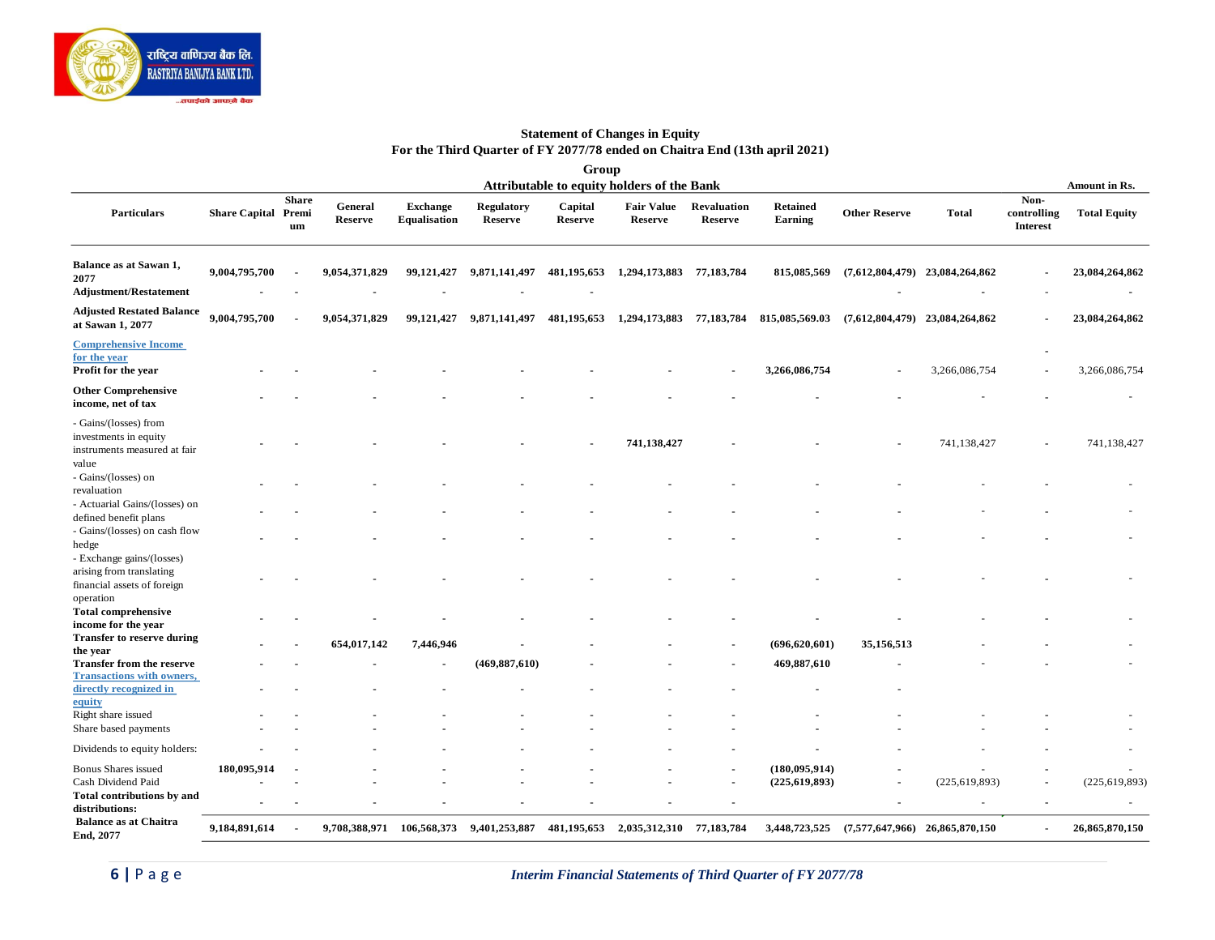## Statement of Changes in Equity

### For the Third Quarter of FY 2077/78 ended on Chaitra End (13th april 2021)

### Group

**Attributable to equity holders of the Bank**

Amount in Rs.

| Particulars | Share Capital | Share Premium | General Reserve | Exchange Equalisation | Regulatory Reserve | Capital Reserve | Fair Value Reserve | Revaluation Reserve | Retained Earning | Other Reserve | Total | Non-controlling Interest | Total Equity |
|---|---|---|---|---|---|---|---|---|---|---|---|---|---|
| **Balance as at Sawan 1, 2077** | 9,004,795,700 | - | 9,054,371,829 | 99,121,427 | 9,871,141,497 | 481,195,653 | 1,294,173,883 | 77,183,784 | 815,085,569 | (7,612,804,479) | 23,084,264,862 | - | 23,084,264,862 |
| **Adjustment/Restatement** | - | - | - | - | - | - | | | | - | - | - | - |
| **Adjusted Restated Balance at Sawan 1, 2077** | 9,004,795,700 | - | 9,054,371,829 | 99,121,427 | 9,871,141,497 | 481,195,653 | 1,294,173,883 | 77,183,784 | 815,085,569.03 | (7,612,804,479) | 23,084,264,862 | - | 23,084,264,862 |
| **Comprehensive Income for the year** | | | | | | | | | | | | - | |
| **Profit for the year** | - | - | - | - | - | - | - | - | 3,266,086,754 | - | 3,266,086,754 | - | 3,266,086,754 |
| **Other Comprehensive income, net of tax** | - | - | - | - | - | - | - | - | - | - | - | - | - |
| - Gains/(losses) from investments in equity instruments measured at fair value | - | - | - | - | - | - | 741,138,427 | - | - | - | 741,138,427 | - | 741,138,427 |
| - Gains/(losses) on revaluation | - | - | - | - | - | - | - | - | - | - | - | - | - |
| - Actuarial Gains/(losses) on defined benefit plans | - | - | - | - | - | - | - | - | - | - | - | - | - |
| - Gains/(losses) on cash flow hedge | - | - | - | - | - | - | - | - | - | - | - | - | - |
| - Exchange gains/(losses) arising from translating financial assets of foreign operation | - | - | - | - | - | - | - | - | - | - | - | - | - |
| **Total comprehensive income for the year** | - | - | - | - | - | - | - | - | - | - | - | - | - |
| **Transfer to reserve during the year** | - | - | 654,017,142 | 7,446,946 | - | - | - | - | (696,620,601) | 35,156,513 | - | - | - |
| **Transfer from the reserve** | - | - | - | - | (469,887,610) | - | - | - | 469,887,610 | - | - | - | - |
| **Transactions with owners, directly recognized in equity** | - | - | - | - | - | - | - | - | - | - | | | |
| Right share issued | - | - | - | - | - | - | - | - | - | - | - | - | - |
| Share based payments | - | - | - | - | - | - | - | - | - | - | - | - | - |
| Dividends to equity holders: | - | - | - | - | - | - | - | - | - | - | - | - | - |
| Bonus Shares issued | 180,095,914 | - | - | - | - | - | - | - | (180,095,914) | - | - | - | - |
| Cash Dividend Paid | - | - | - | - | - | - | - | - | (225,619,893) | - | (225,619,893) | - | (225,619,893) |
| **Total contributions by and distributions:** | - | - | - | - | - | - | - | - | | - | - | - | - |
| **Balance as at Chaitra End, 2077** | 9,184,891,614 | - | 9,708,388,971 | 106,568,373 | 9,401,253,887 | 481,195,653 | 2,035,312,310 | 77,183,784 | 3,448,723,525 | (7,577,647,966) | 26,865,870,150 | - | 26,865,870,150 |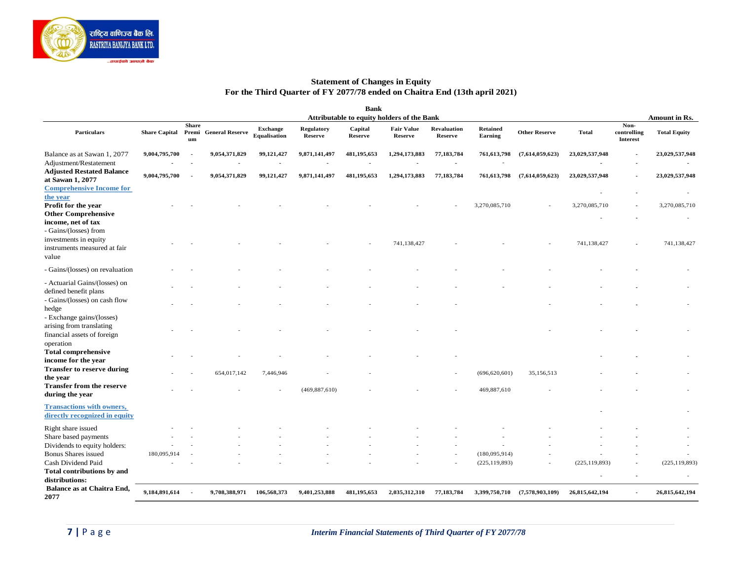## Statement of Changes in Equity
## For the Third Quarter of FY 2077/78 ended on Chaitra End (13th april 2021)

**Bank**

Amount in Rs.

| Particulars | Attributable to equity holders of the Bank | | | | | | | | | | | | Non-controlling Interest | Total Equity |
|---|---|---|---|---|---|---|---|---|---|---|---|---|---|---|
| | Share Capital | Share Premium | General Reserve | Exchange Equalisation | Regulatory Reserve | Capital Reserve | Fair Value Reserve | Revaluation Reserve | Retained Earning | Other Reserve | Total | | | |
| Balance as at Sawan 1, 2077 | **9,004,795,700** | - | **9,054,371,829** | **99,121,427** | **9,871,141,497** | **481,195,653** | **1,294,173,883** | **77,183,784** | **761,613,798** | **(7,614,059,623)** | **23,029,537,948** | | - | **23,029,537,948** |
| Adjustment/Restatement | - | - | - | - | - | - | - | - | - | | - | | - | - |
| **Adjusted Restated Balance at Sawan 1, 2077** | **9,004,795,700** | - | **9,054,371,829** | **99,121,427** | **9,871,141,497** | **481,195,653** | **1,294,173,883** | **77,183,784** | **761,613,798** | **(7,614,059,623)** | **23,029,537,948** | | - | **23,029,537,948** |
| **Comprehensive Income for the year** | | | | | | | | | | | - | | - | - |
| **Profit for the year** | - | - | - | - | - | - | - | - | 3,270,085,710 | - | 3,270,085,710 | | - | 3,270,085,710 |
| **Other Comprehensive income, net of tax** | | | | | | | | | | | - | | - | - |
| - Gains/(losses) from investments in equity instruments measured at fair value | - | - | - | - | - | - | 741,138,427 | - | - | - | 741,138,427 | | - | 741,138,427 |
| - Gains/(losses) on revaluation | - | - | - | - | - | - | - | - | - | - | - | | - | - |
| - Actuarial Gains/(losses) on defined benefit plans | - | - | - | - | - | - | - | - | - | - | - | | - | - |
| - Gains/(losses) on cash flow hedge | - | - | - | - | - | - | - | - | | - | - | | - | - |
| - Exchange gains/(losses) arising from translating financial assets of foreign operation | - | - | - | - | - | - | - | - | | - | - | | - | - |
| **Total comprehensive income for the year** | - | - | - | - | - | - | - | - | | | - | | - | - |
| **Transfer to reserve during the year** | - | - | 654,017,142 | 7,446,946 | - | - | | - | (696,620,601) | 35,156,513 | - | | - | - |
| **Transfer from the reserve during the year** | - | - | - | - | (469,887,610) | - | - | - | 469,887,610 | - | - | | - | - |
| **Transactions with owners, directly recognized in equity** | | | | | | | | | | | - | | | - |
| Right share issued | - | - | - | - | - | - | - | - | - | - | - | | - | - |
| Share based payments | - | - | - | - | - | - | - | - | - | - | - | | - | - |
| Dividends to equity holders: | - | - | - | - | - | - | - | - | - | - | - | | - | - |
| Bonus Shares issued | 180,095,914 | - | - | - | - | - | - | - | (180,095,914) | - | - | | - | - |
| Cash Dividend Paid | - | - | - | - | - | - | - | - | (225,119,893) | - | (225,119,893) | | - | (225,119,893) |
| **Total contributions by and distributions:** | | | | | | | | | | | - | | - | - |
| **Balance as at Chaitra End, 2077** | **9,184,891,614** | - | **9,708,388,971** | **106,568,373** | **9,401,253,888** | **481,195,653** | **2,035,312,310** | **77,183,784** | **3,399,750,710** | **(7,578,903,109)** | **26,815,642,194** | | - | **26,815,642,194** |

*Interim Financial Statements of Third Quarter of FY 2077/78*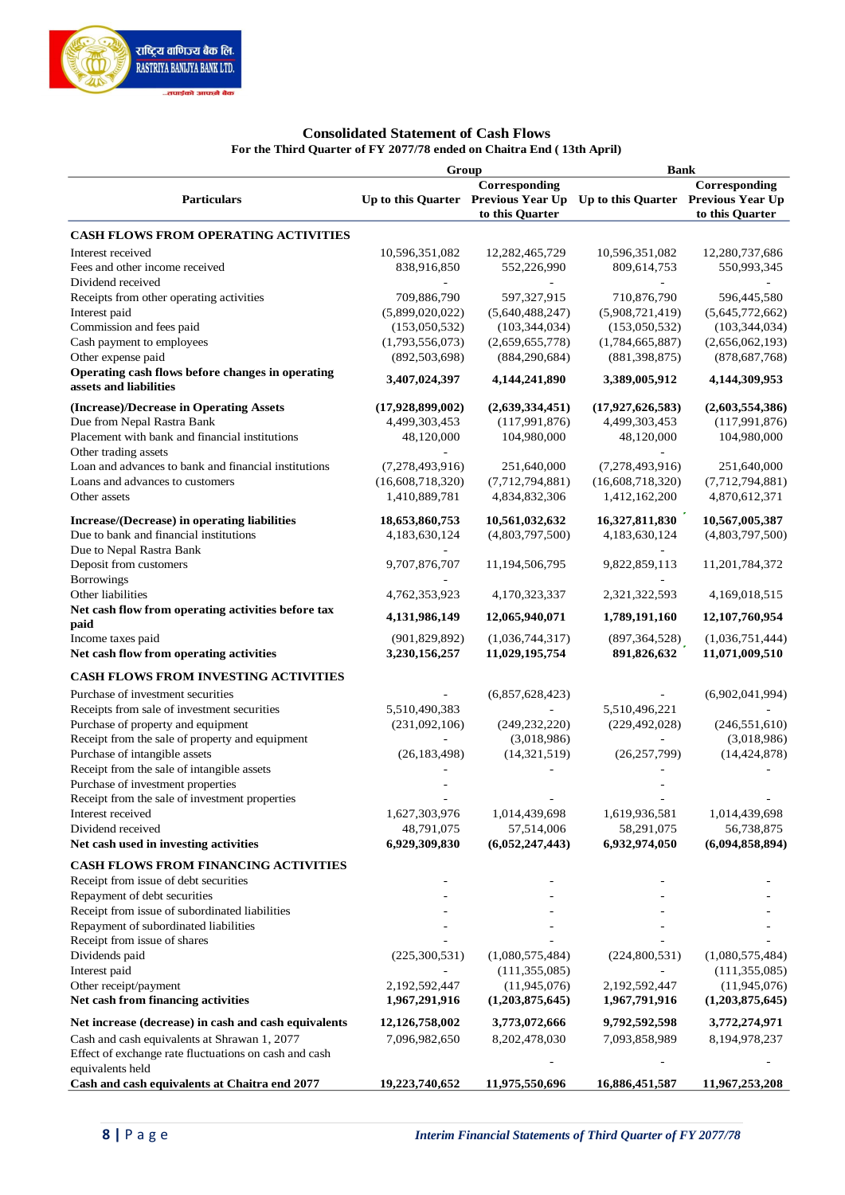राष्ट्रिय वाणिज्य बैंक लि.
RASTRIYA BANIJYA BANK LTD.

## Consolidated Statement of Cash Flows

### For the Third Quarter of FY 2077/78 ended on Chaitra End ( 13th April)

| Particulars | Group | | Bank | |
|---|---|---|---|---|
| | Up to this Quarter | Corresponding Previous Year Up to this Quarter | Up to this Quarter | Corresponding Previous Year Up to this Quarter |
| **CASH FLOWS FROM OPERATING ACTIVITIES** | | | | |
| Interest received | 10,596,351,082 | 12,282,465,729 | 10,596,351,082 | 12,280,737,686 |
| Fees and other income received | 838,916,850 | 552,226,990 | 809,614,753 | 550,993,345 |
| Dividend received | - | - | - | - |
| Receipts from other operating activities | 709,886,790 | 597,327,915 | 710,876,790 | 596,445,580 |
| Interest paid | (5,899,020,022) | (5,640,488,247) | (5,908,721,419) | (5,645,772,662) |
| Commission and fees paid | (153,050,532) | (103,344,034) | (153,050,532) | (103,344,034) |
| Cash payment to employees | (1,793,556,073) | (2,659,655,778) | (1,784,665,887) | (2,656,062,193) |
| Other expense paid | (892,503,698) | (884,290,684) | (881,398,875) | (878,687,768) |
| **Operating cash flows before changes in operating assets and liabilities** | **3,407,024,397** | **4,144,241,890** | **3,389,005,912** | **4,144,309,953** |
| **(Increase)/Decrease in Operating Assets** | **(17,928,899,002)** | **(2,639,334,451)** | **(17,927,626,583)** | **(2,603,554,386)** |
| Due from Nepal Rastra Bank | 4,499,303,453 | (117,991,876) | 4,499,303,453 | (117,991,876) |
| Placement with bank and financial institutions | 48,120,000 | 104,980,000 | 48,120,000 | 104,980,000 |
| Other trading assets | - | | - | |
| Loan and advances to bank and financial institutions | (7,278,493,916) | 251,640,000 | (7,278,493,916) | 251,640,000 |
| Loans and advances to customers | (16,608,718,320) | (7,712,794,881) | (16,608,718,320) | (7,712,794,881) |
| Other assets | 1,410,889,781 | 4,834,832,306 | 1,412,162,200 | 4,870,612,371 |
| **Increase/(Decrease) in operating liabilities** | **18,653,860,753** | **10,561,032,632** | **16,327,811,830** | **10,567,005,387** |
| Due to bank and financial institutions | 4,183,630,124 | (4,803,797,500) | 4,183,630,124 | (4,803,797,500) |
| Due to Nepal Rastra Bank | - | | - | |
| Deposit from customers | 9,707,876,707 | 11,194,506,795 | 9,822,859,113 | 11,201,784,372 |
| Borrowings | - | | - | |
| Other liabilities | 4,762,353,923 | 4,170,323,337 | 2,321,322,593 | 4,169,018,515 |
| **Net cash flow from operating activities before tax paid** | **4,131,986,149** | **12,065,940,071** | **1,789,191,160** | **12,107,760,954** |
| Income taxes paid | (901,829,892) | (1,036,744,317) | (897,364,528) | (1,036,751,444) |
| **Net cash flow from operating activities** | **3,230,156,257** | **11,029,195,754** | **891,826,632** | **11,071,009,510** |
| **CASH FLOWS FROM INVESTING ACTIVITIES** | | | | |
| Purchase of investment securities | - | (6,857,628,423) | - | (6,902,041,994) |
| Receipts from sale of investment securities | 5,510,490,383 | - | 5,510,496,221 | - |
| Purchase of property and equipment | (231,092,106) | (249,232,220) | (229,492,028) | (246,551,610) |
| Receipt from the sale of property and equipment | - | (3,018,986) | - | (3,018,986) |
| Purchase of intangible assets | (26,183,498) | (14,321,519) | (26,257,799) | (14,424,878) |
| Receipt from the sale of intangible assets | - | - | - | - |
| Purchase of investment properties | - | | - | |
| Receipt from the sale of investment properties | - | - | - | - |
| Interest received | 1,627,303,976 | 1,014,439,698 | 1,619,936,581 | 1,014,439,698 |
| Dividend received | 48,791,075 | 57,514,006 | 58,291,075 | 56,738,875 |
| **Net cash used in investing activities** | **6,929,309,830** | **(6,052,247,443)** | **6,932,974,050** | **(6,094,858,894)** |
| **CASH FLOWS FROM FINANCING ACTIVITIES** | | | | |
| Receipt from issue of debt securities | - | - | - | - |
| Repayment of debt securities | - | - | - | - |
| Receipt from issue of subordinated liabilities | - | - | - | - |
| Repayment of subordinated liabilities | - | - | - | - |
| Receipt from issue of shares | - | - | - | - |
| Dividends paid | (225,300,531) | (1,080,575,484) | (224,800,531) | (1,080,575,484) |
| Interest paid | - | (111,355,085) | - | (111,355,085) |
| Other receipt/payment | 2,192,592,447 | (11,945,076) | 2,192,592,447 | (11,945,076) |
| **Net cash from financing activities** | **1,967,291,916** | **(1,203,875,645)** | **1,967,791,916** | **(1,203,875,645)** |
| **Net increase (decrease) in cash and cash equivalents** | **12,126,758,002** | **3,773,072,666** | **9,792,592,598** | **3,772,274,971** |
| Cash and cash equivalents at Shrawan 1, 2077 | 7,096,982,650 | 8,202,478,030 | 7,093,858,989 | 8,194,978,237 |
| Effect of exchange rate fluctuations on cash and cash equivalents held | | - | - | - |
| **Cash and cash equivalents at Chaitra end 2077** | **19,223,740,652** | **11,975,550,696** | **16,886,451,587** | **11,967,253,208** |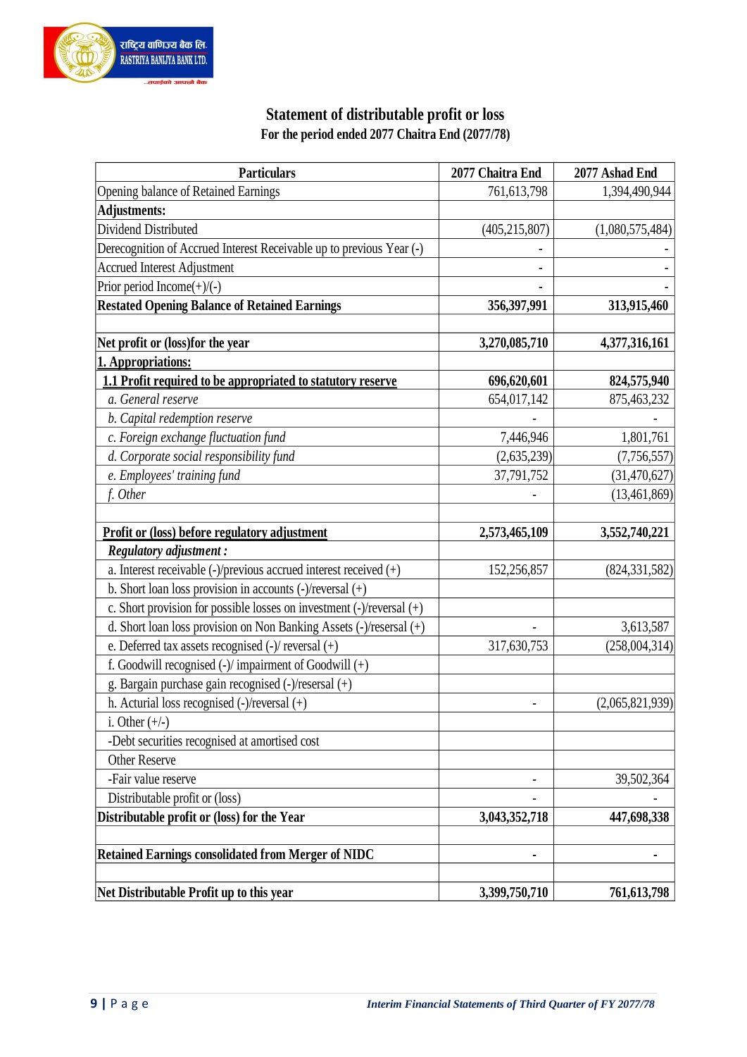# Statement of distributable profit or loss

### For the period ended 2077 Chaitra End (2077/78)

| Particulars | 2077 Chaitra End | 2077 Ashad End |
|---|---|---|
| Opening balance of Retained Earnings | 761,613,798 | 1,394,490,944 |
| **Adjustments:** | | |
| Dividend Distributed | (405,215,807) | (1,080,575,484) |
| Derecognition of Accrued Interest Receivable up to previous Year (-) | - | - |
| Accrued Interest Adjustment | - | - |
| Prior period Income(+)/(-) | - | - |
| **Restated Opening Balance of Retained Earnings** | **356,397,991** | **313,915,460** |
| | | |
| **Net profit or (loss)for the year** | **3,270,085,710** | **4,377,316,161** |
| **1. Appropriations:** | | |
| **1.1 Profit required to be appropriated to statutory reserve** | **696,620,601** | **824,575,940** |
| *a. General reserve* | 654,017,142 | 875,463,232 |
| *b. Capital redemption reserve* | - | - |
| *c. Foreign exchange fluctuation fund* | 7,446,946 | 1,801,761 |
| *d. Corporate social responsibility fund* | (2,635,239) | (7,756,557) |
| *e. Employees' training fund* | 37,791,752 | (31,470,627) |
| *f. Other* | - | (13,461,869) |
| | | |
| **Profit or (loss) before regulatory adjustment** | **2,573,465,109** | **3,552,740,221** |
| ***Regulatory adjustment :*** | | |
| a. Interest receivable (-)/previous accrued interest received (+) | 152,256,857 | (824,331,582) |
| b. Short loan loss provision in accounts (-)/reversal (+) | | |
| c. Short provision for possible losses on investment (-)/reversal (+) | | |
| d. Short loan loss provision on Non Banking Assets (-)/resersal (+) | - | 3,613,587 |
| e. Deferred tax assets recognised (-)/ reversal (+) | 317,630,753 | (258,004,314) |
| f. Goodwill recognised (-)/ impairment of Goodwill (+) | | |
| g. Bargain purchase gain recognised (-)/resersal (+) | | |
| h. Acturial loss recognised (-)/reversal (+) | - | (2,065,821,939) |
| i. Other (+/-) | | |
| -Debt securities recognised at amortised cost | | |
| Other Reserve | | |
| -Fair value reserve | - | 39,502,364 |
| Distributable profit or (loss) | - | - |
| **Distributable profit or (loss) for the Year** | **3,043,352,718** | **447,698,338** |
| | | |
| **Retained Earnings consolidated from Merger of NIDC** | **-** | **-** |
| | | |
| **Net Distributable Profit up to this year** | **3,399,750,710** | **761,613,798** |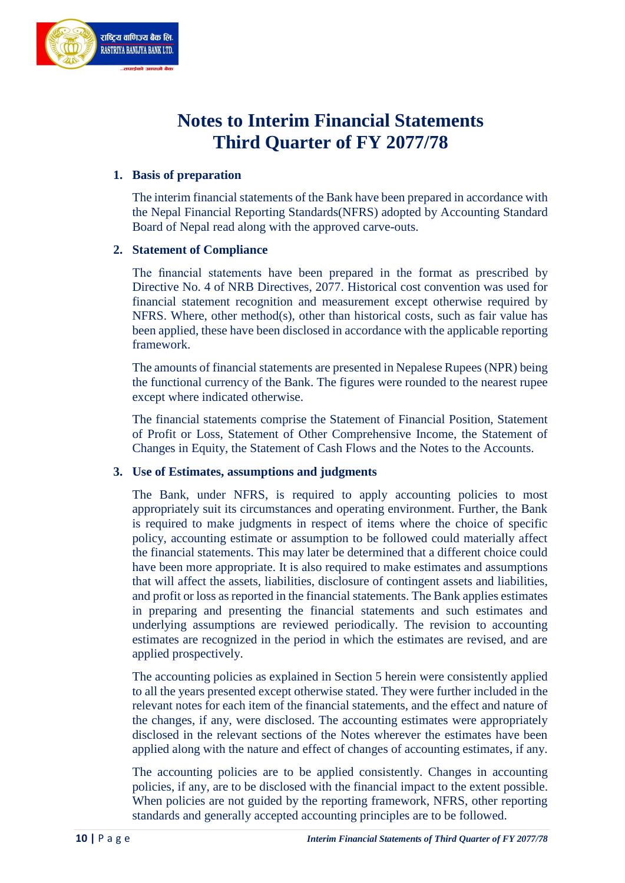# Notes to Interim Financial Statements
# Third Quarter of FY 2077/78

**1. Basis of preparation**

The interim financial statements of the Bank have been prepared in accordance with the Nepal Financial Reporting Standards(NFRS) adopted by Accounting Standard Board of Nepal read along with the approved carve-outs.

**2. Statement of Compliance**

The financial statements have been prepared in the format as prescribed by Directive No. 4 of NRB Directives, 2077. Historical cost convention was used for financial statement recognition and measurement except otherwise required by NFRS. Where, other method(s), other than historical costs, such as fair value has been applied, these have been disclosed in accordance with the applicable reporting framework.

The amounts of financial statements are presented in Nepalese Rupees (NPR) being the functional currency of the Bank. The figures were rounded to the nearest rupee except where indicated otherwise.

The financial statements comprise the Statement of Financial Position, Statement of Profit or Loss, Statement of Other Comprehensive Income, the Statement of Changes in Equity, the Statement of Cash Flows and the Notes to the Accounts.

**3. Use of Estimates, assumptions and judgments**

The Bank, under NFRS, is required to apply accounting policies to most appropriately suit its circumstances and operating environment. Further, the Bank is required to make judgments in respect of items where the choice of specific policy, accounting estimate or assumption to be followed could materially affect the financial statements. This may later be determined that a different choice could have been more appropriate. It is also required to make estimates and assumptions that will affect the assets, liabilities, disclosure of contingent assets and liabilities, and profit or loss as reported in the financial statements. The Bank applies estimates in preparing and presenting the financial statements and such estimates and underlying assumptions are reviewed periodically. The revision to accounting estimates are recognized in the period in which the estimates are revised, and are applied prospectively.

The accounting policies as explained in Section 5 herein were consistently applied to all the years presented except otherwise stated. They were further included in the relevant notes for each item of the financial statements, and the effect and nature of the changes, if any, were disclosed. The accounting estimates were appropriately disclosed in the relevant sections of the Notes wherever the estimates have been applied along with the nature and effect of changes of accounting estimates, if any.

The accounting policies are to be applied consistently. Changes in accounting policies, if any, are to be disclosed with the financial impact to the extent possible. When policies are not guided by the reporting framework, NFRS, other reporting standards and generally accepted accounting principles are to be followed.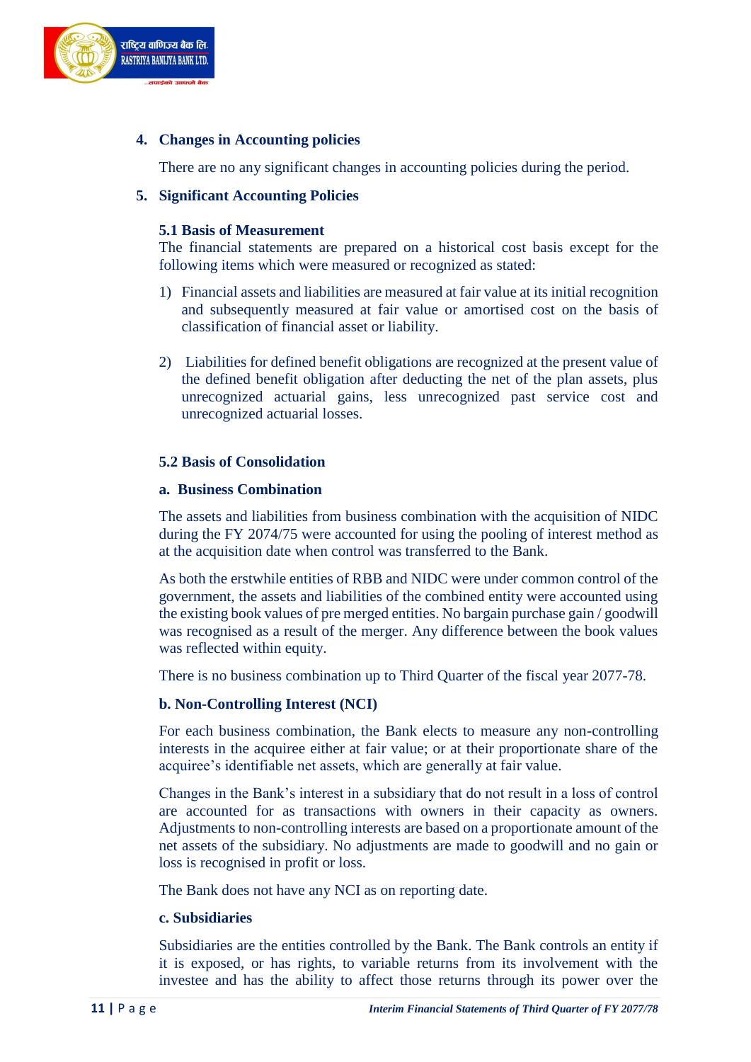## 4. Changes in Accounting policies

There are no any significant changes in accounting policies during the period.

## 5. Significant Accounting Policies

### 5.1 Basis of Measurement

The financial statements are prepared on a historical cost basis except for the following items which were measured or recognized as stated:

1) Financial assets and liabilities are measured at fair value at its initial recognition and subsequently measured at fair value or amortised cost on the basis of classification of financial asset or liability.

2) Liabilities for defined benefit obligations are recognized at the present value of the defined benefit obligation after deducting the net of the plan assets, plus unrecognized actuarial gains, less unrecognized past service cost and unrecognized actuarial losses.

### 5.2 Basis of Consolidation

#### a. Business Combination

The assets and liabilities from business combination with the acquisition of NIDC during the FY 2074/75 were accounted for using the pooling of interest method as at the acquisition date when control was transferred to the Bank.

As both the erstwhile entities of RBB and NIDC were under common control of the government, the assets and liabilities of the combined entity were accounted using the existing book values of pre merged entities. No bargain purchase gain / goodwill was recognised as a result of the merger. Any difference between the book values was reflected within equity.

There is no business combination up to Third Quarter of the fiscal year 2077-78.

#### b. Non-Controlling Interest (NCI)

For each business combination, the Bank elects to measure any non-controlling interests in the acquiree either at fair value; or at their proportionate share of the acquiree's identifiable net assets, which are generally at fair value.

Changes in the Bank's interest in a subsidiary that do not result in a loss of control are accounted for as transactions with owners in their capacity as owners. Adjustments to non-controlling interests are based on a proportionate amount of the net assets of the subsidiary. No adjustments are made to goodwill and no gain or loss is recognised in profit or loss.

The Bank does not have any NCI as on reporting date.

#### c. Subsidiaries

Subsidiaries are the entities controlled by the Bank. The Bank controls an entity if it is exposed, or has rights, to variable returns from its involvement with the investee and has the ability to affect those returns through its power over the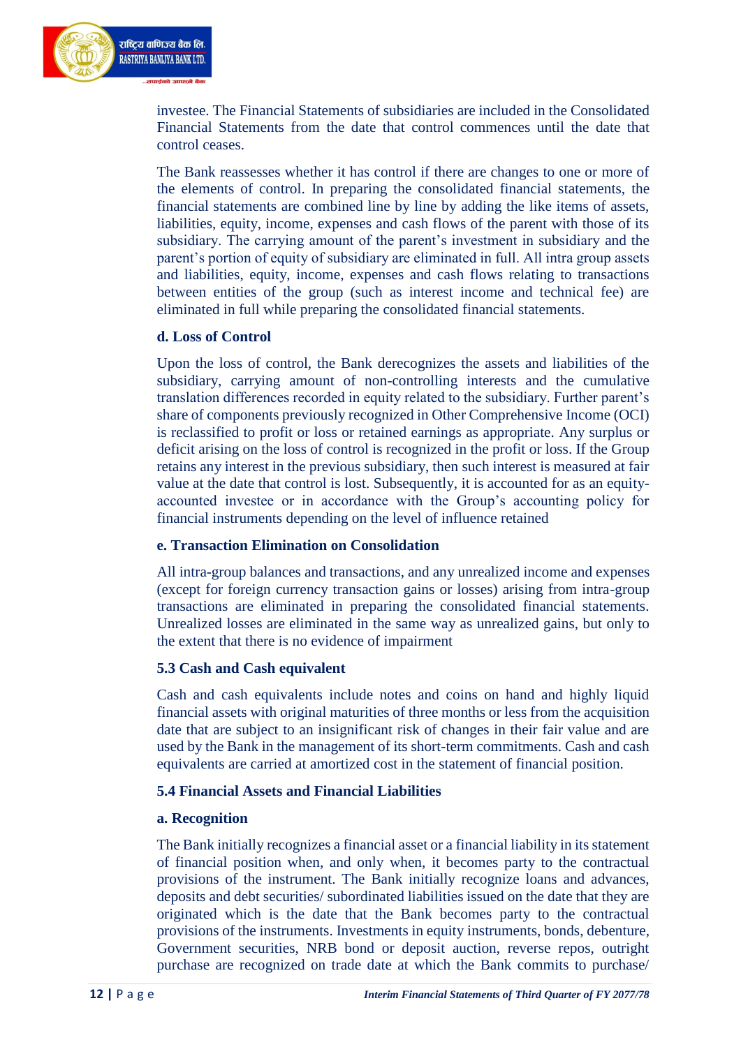investee. The Financial Statements of subsidiaries are included in the Consolidated Financial Statements from the date that control commences until the date that control ceases.

The Bank reassesses whether it has control if there are changes to one or more of the elements of control. In preparing the consolidated financial statements, the financial statements are combined line by line by adding the like items of assets, liabilities, equity, income, expenses and cash flows of the parent with those of its subsidiary. The carrying amount of the parent's investment in subsidiary and the parent's portion of equity of subsidiary are eliminated in full. All intra group assets and liabilities, equity, income, expenses and cash flows relating to transactions between entities of the group (such as interest income and technical fee) are eliminated in full while preparing the consolidated financial statements.

**d. Loss of Control**

Upon the loss of control, the Bank derecognizes the assets and liabilities of the subsidiary, carrying amount of non-controlling interests and the cumulative translation differences recorded in equity related to the subsidiary. Further parent's share of components previously recognized in Other Comprehensive Income (OCI) is reclassified to profit or loss or retained earnings as appropriate. Any surplus or deficit arising on the loss of control is recognized in the profit or loss. If the Group retains any interest in the previous subsidiary, then such interest is measured at fair value at the date that control is lost. Subsequently, it is accounted for as an equity-accounted investee or in accordance with the Group's accounting policy for financial instruments depending on the level of influence retained

**e. Transaction Elimination on Consolidation**

All intra-group balances and transactions, and any unrealized income and expenses (except for foreign currency transaction gains or losses) arising from intra-group transactions are eliminated in preparing the consolidated financial statements. Unrealized losses are eliminated in the same way as unrealized gains, but only to the extent that there is no evidence of impairment

### 5.3 Cash and Cash equivalent

Cash and cash equivalents include notes and coins on hand and highly liquid financial assets with original maturities of three months or less from the acquisition date that are subject to an insignificant risk of changes in their fair value and are used by the Bank in the management of its short-term commitments. Cash and cash equivalents are carried at amortized cost in the statement of financial position.

### 5.4 Financial Assets and Financial Liabilities

**a. Recognition**

The Bank initially recognizes a financial asset or a financial liability in its statement of financial position when, and only when, it becomes party to the contractual provisions of the instrument. The Bank initially recognize loans and advances, deposits and debt securities/ subordinated liabilities issued on the date that they are originated which is the date that the Bank becomes party to the contractual provisions of the instruments. Investments in equity instruments, bonds, debenture, Government securities, NRB bond or deposit auction, reverse repos, outright purchase are recognized on trade date at which the Bank commits to purchase/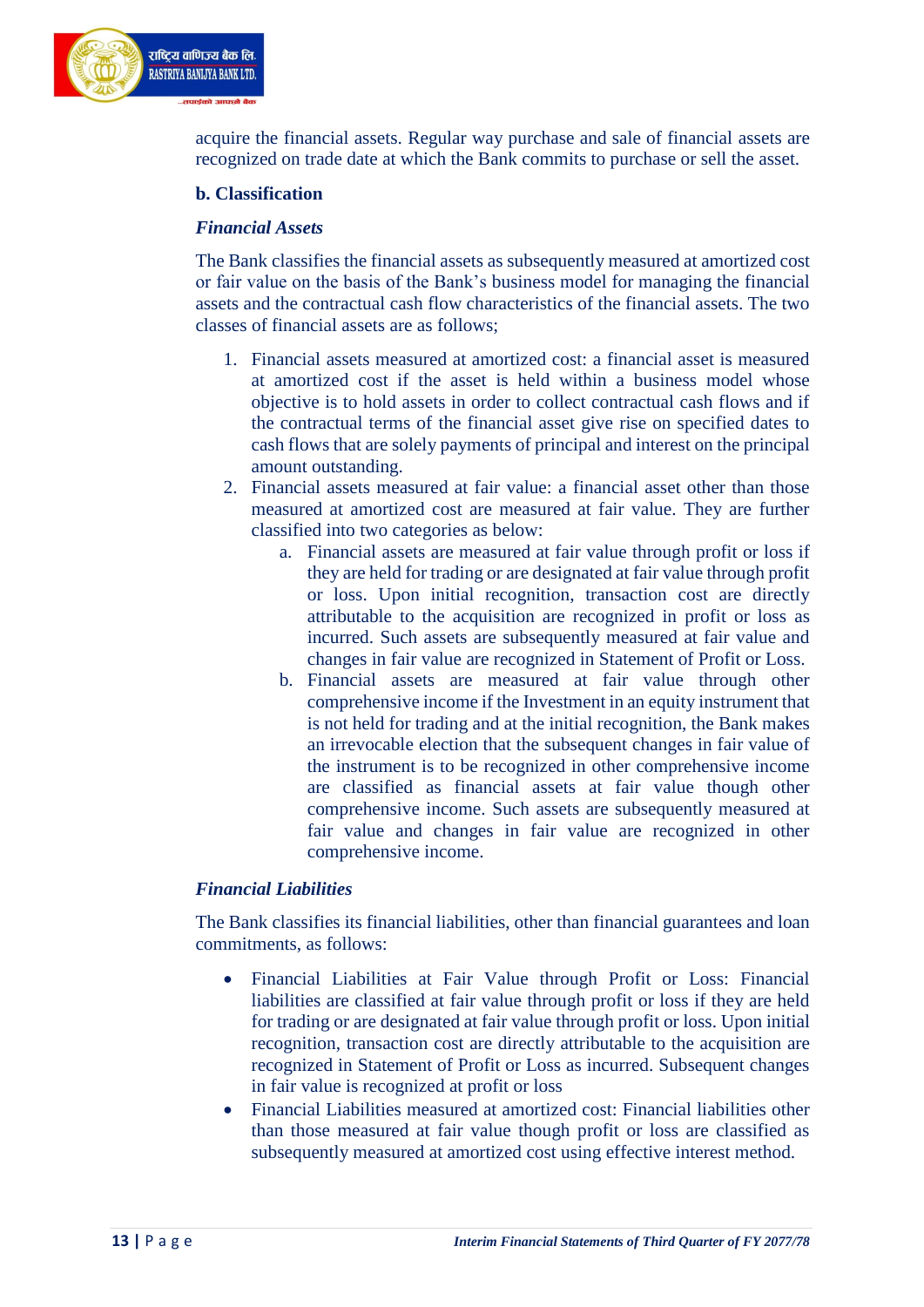acquire the financial assets. Regular way purchase and sale of financial assets are recognized on trade date at which the Bank commits to purchase or sell the asset.

**b. Classification**

***Financial Assets***

The Bank classifies the financial assets as subsequently measured at amortized cost or fair value on the basis of the Bank's business model for managing the financial assets and the contractual cash flow characteristics of the financial assets. The two classes of financial assets are as follows;

1. Financial assets measured at amortized cost: a financial asset is measured at amortized cost if the asset is held within a business model whose objective is to hold assets in order to collect contractual cash flows and if the contractual terms of the financial asset give rise on specified dates to cash flows that are solely payments of principal and interest on the principal amount outstanding.
2. Financial assets measured at fair value: a financial asset other than those measured at amortized cost are measured at fair value. They are further classified into two categories as below:
    a. Financial assets are measured at fair value through profit or loss if they are held for trading or are designated at fair value through profit or loss. Upon initial recognition, transaction cost are directly attributable to the acquisition are recognized in profit or loss as incurred. Such assets are subsequently measured at fair value and changes in fair value are recognized in Statement of Profit or Loss.
    b. Financial assets are measured at fair value through other comprehensive income if the Investment in an equity instrument that is not held for trading and at the initial recognition, the Bank makes an irrevocable election that the subsequent changes in fair value of the instrument is to be recognized in other comprehensive income are classified as financial assets at fair value though other comprehensive income. Such assets are subsequently measured at fair value and changes in fair value are recognized in other comprehensive income.

***Financial Liabilities***

The Bank classifies its financial liabilities, other than financial guarantees and loan commitments, as follows:

- Financial Liabilities at Fair Value through Profit or Loss: Financial liabilities are classified at fair value through profit or loss if they are held for trading or are designated at fair value through profit or loss. Upon initial recognition, transaction cost are directly attributable to the acquisition are recognized in Statement of Profit or Loss as incurred. Subsequent changes in fair value is recognized at profit or loss
- Financial Liabilities measured at amortized cost: Financial liabilities other than those measured at fair value though profit or loss are classified as subsequently measured at amortized cost using effective interest method.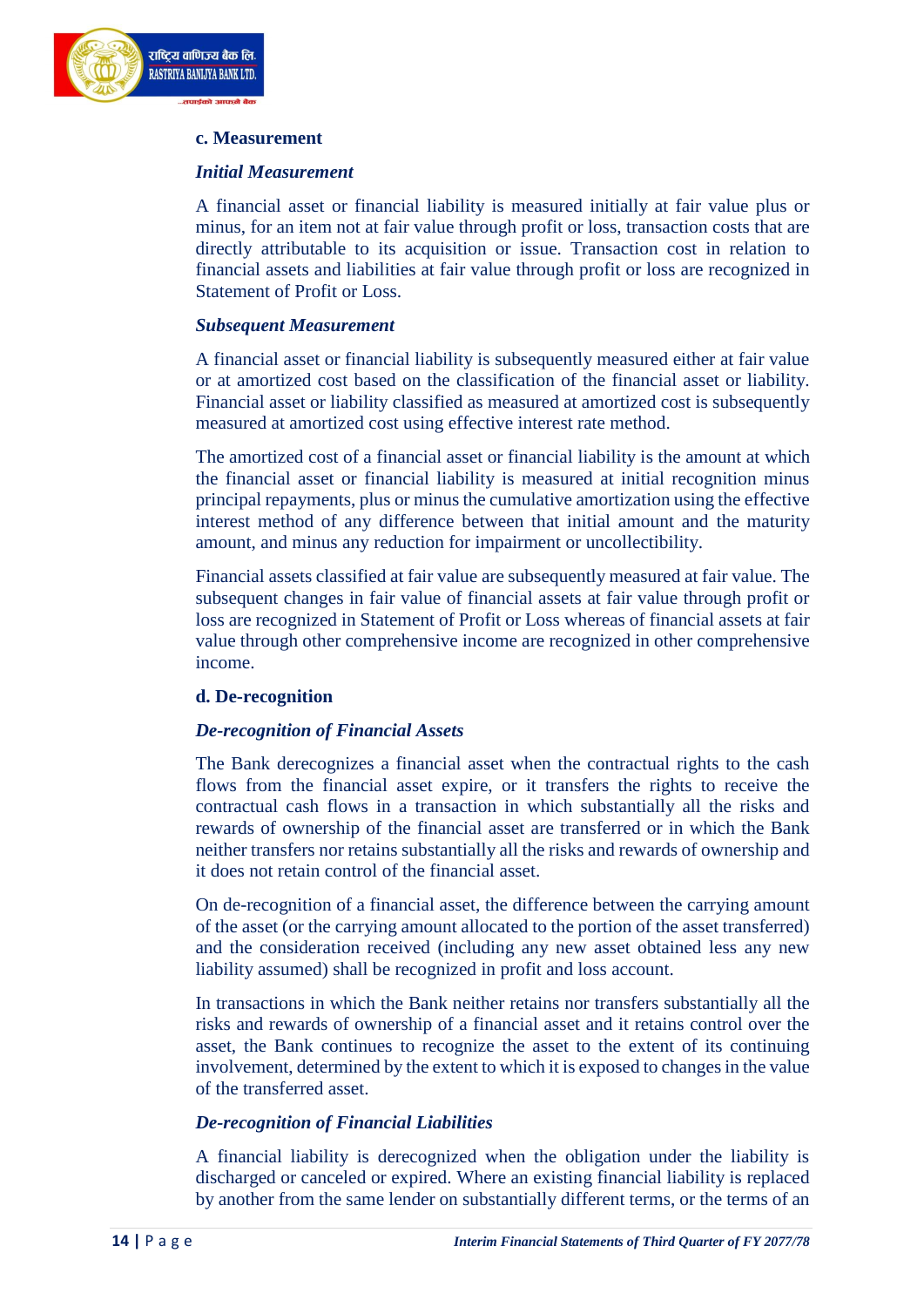**c. Measurement**

***Initial Measurement***

A financial asset or financial liability is measured initially at fair value plus or minus, for an item not at fair value through profit or loss, transaction costs that are directly attributable to its acquisition or issue. Transaction cost in relation to financial assets and liabilities at fair value through profit or loss are recognized in Statement of Profit or Loss.

***Subsequent Measurement***

A financial asset or financial liability is subsequently measured either at fair value or at amortized cost based on the classification of the financial asset or liability. Financial asset or liability classified as measured at amortized cost is subsequently measured at amortized cost using effective interest rate method.

The amortized cost of a financial asset or financial liability is the amount at which the financial asset or financial liability is measured at initial recognition minus principal repayments, plus or minus the cumulative amortization using the effective interest method of any difference between that initial amount and the maturity amount, and minus any reduction for impairment or uncollectibility.

Financial assets classified at fair value are subsequently measured at fair value. The subsequent changes in fair value of financial assets at fair value through profit or loss are recognized in Statement of Profit or Loss whereas of financial assets at fair value through other comprehensive income are recognized in other comprehensive income.

**d. De-recognition**

***De-recognition of Financial Assets***

The Bank derecognizes a financial asset when the contractual rights to the cash flows from the financial asset expire, or it transfers the rights to receive the contractual cash flows in a transaction in which substantially all the risks and rewards of ownership of the financial asset are transferred or in which the Bank neither transfers nor retains substantially all the risks and rewards of ownership and it does not retain control of the financial asset.

On de-recognition of a financial asset, the difference between the carrying amount of the asset (or the carrying amount allocated to the portion of the asset transferred) and the consideration received (including any new asset obtained less any new liability assumed) shall be recognized in profit and loss account.

In transactions in which the Bank neither retains nor transfers substantially all the risks and rewards of ownership of a financial asset and it retains control over the asset, the Bank continues to recognize the asset to the extent of its continuing involvement, determined by the extent to which it is exposed to changes in the value of the transferred asset.

***De-recognition of Financial Liabilities***

A financial liability is derecognized when the obligation under the liability is discharged or canceled or expired. Where an existing financial liability is replaced by another from the same lender on substantially different terms, or the terms of an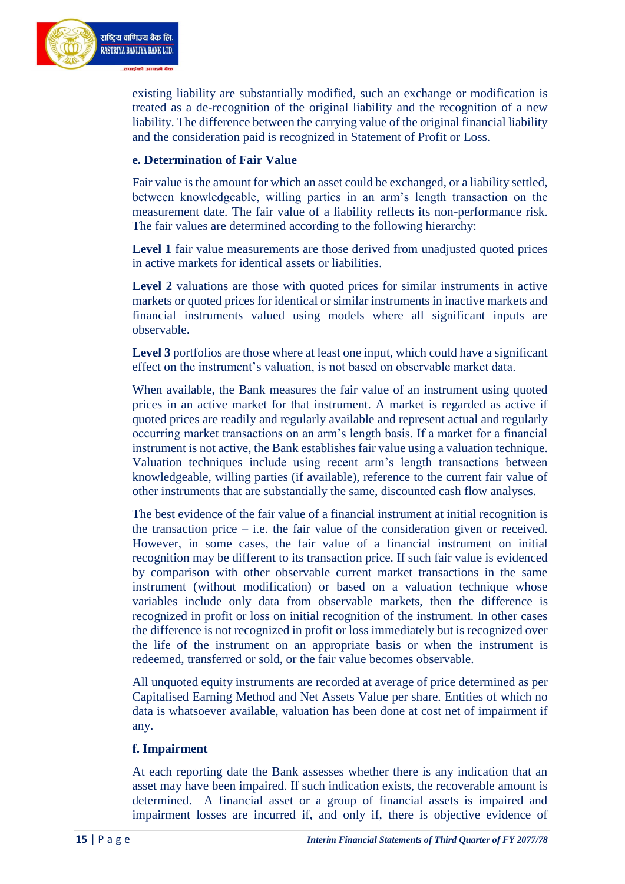existing liability are substantially modified, such an exchange or modification is treated as a de-recognition of the original liability and the recognition of a new liability. The difference between the carrying value of the original financial liability and the consideration paid is recognized in Statement of Profit or Loss.

**e. Determination of Fair Value**

Fair value is the amount for which an asset could be exchanged, or a liability settled, between knowledgeable, willing parties in an arm's length transaction on the measurement date. The fair value of a liability reflects its non-performance risk. The fair values are determined according to the following hierarchy:

**Level 1** fair value measurements are those derived from unadjusted quoted prices in active markets for identical assets or liabilities.

**Level 2** valuations are those with quoted prices for similar instruments in active markets or quoted prices for identical or similar instruments in inactive markets and financial instruments valued using models where all significant inputs are observable.

**Level 3** portfolios are those where at least one input, which could have a significant effect on the instrument's valuation, is not based on observable market data.

When available, the Bank measures the fair value of an instrument using quoted prices in an active market for that instrument. A market is regarded as active if quoted prices are readily and regularly available and represent actual and regularly occurring market transactions on an arm's length basis. If a market for a financial instrument is not active, the Bank establishes fair value using a valuation technique. Valuation techniques include using recent arm's length transactions between knowledgeable, willing parties (if available), reference to the current fair value of other instruments that are substantially the same, discounted cash flow analyses.

The best evidence of the fair value of a financial instrument at initial recognition is the transaction price – i.e. the fair value of the consideration given or received. However, in some cases, the fair value of a financial instrument on initial recognition may be different to its transaction price. If such fair value is evidenced by comparison with other observable current market transactions in the same instrument (without modification) or based on a valuation technique whose variables include only data from observable markets, then the difference is recognized in profit or loss on initial recognition of the instrument. In other cases the difference is not recognized in profit or loss immediately but is recognized over the life of the instrument on an appropriate basis or when the instrument is redeemed, transferred or sold, or the fair value becomes observable.

All unquoted equity instruments are recorded at average of price determined as per Capitalised Earning Method and Net Assets Value per share. Entities of which no data is whatsoever available, valuation has been done at cost net of impairment if any.

**f. Impairment**

At each reporting date the Bank assesses whether there is any indication that an asset may have been impaired. If such indication exists, the recoverable amount is determined. A financial asset or a group of financial assets is impaired and impairment losses are incurred if, and only if, there is objective evidence of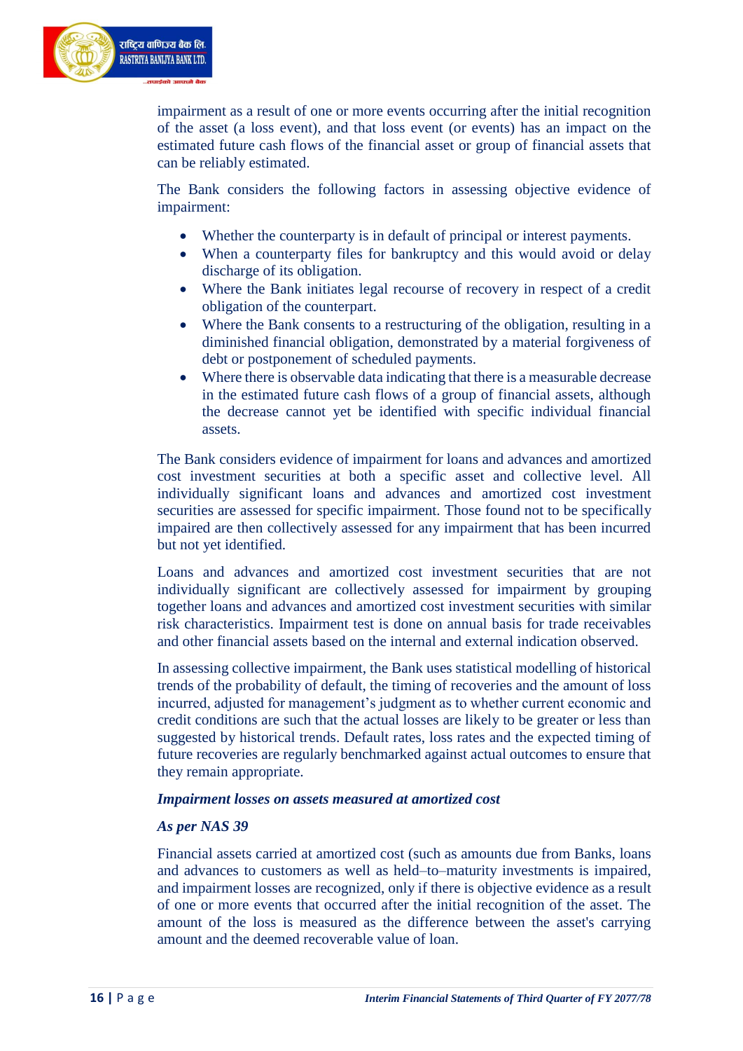impairment as a result of one or more events occurring after the initial recognition of the asset (a loss event), and that loss event (or events) has an impact on the estimated future cash flows of the financial asset or group of financial assets that can be reliably estimated.

The Bank considers the following factors in assessing objective evidence of impairment:

- Whether the counterparty is in default of principal or interest payments.
- When a counterparty files for bankruptcy and this would avoid or delay discharge of its obligation.
- Where the Bank initiates legal recourse of recovery in respect of a credit obligation of the counterpart.
- Where the Bank consents to a restructuring of the obligation, resulting in a diminished financial obligation, demonstrated by a material forgiveness of debt or postponement of scheduled payments.
- Where there is observable data indicating that there is a measurable decrease in the estimated future cash flows of a group of financial assets, although the decrease cannot yet be identified with specific individual financial assets.

The Bank considers evidence of impairment for loans and advances and amortized cost investment securities at both a specific asset and collective level. All individually significant loans and advances and amortized cost investment securities are assessed for specific impairment. Those found not to be specifically impaired are then collectively assessed for any impairment that has been incurred but not yet identified.

Loans and advances and amortized cost investment securities that are not individually significant are collectively assessed for impairment by grouping together loans and advances and amortized cost investment securities with similar risk characteristics. Impairment test is done on annual basis for trade receivables and other financial assets based on the internal and external indication observed.

In assessing collective impairment, the Bank uses statistical modelling of historical trends of the probability of default, the timing of recoveries and the amount of loss incurred, adjusted for management's judgment as to whether current economic and credit conditions are such that the actual losses are likely to be greater or less than suggested by historical trends. Default rates, loss rates and the expected timing of future recoveries are regularly benchmarked against actual outcomes to ensure that they remain appropriate.

***Impairment losses on assets measured at amortized cost***

***As per NAS 39***

Financial assets carried at amortized cost (such as amounts due from Banks, loans and advances to customers as well as held–to–maturity investments is impaired, and impairment losses are recognized, only if there is objective evidence as a result of one or more events that occurred after the initial recognition of the asset. The amount of the loss is measured as the difference between the asset's carrying amount and the deemed recoverable value of loan.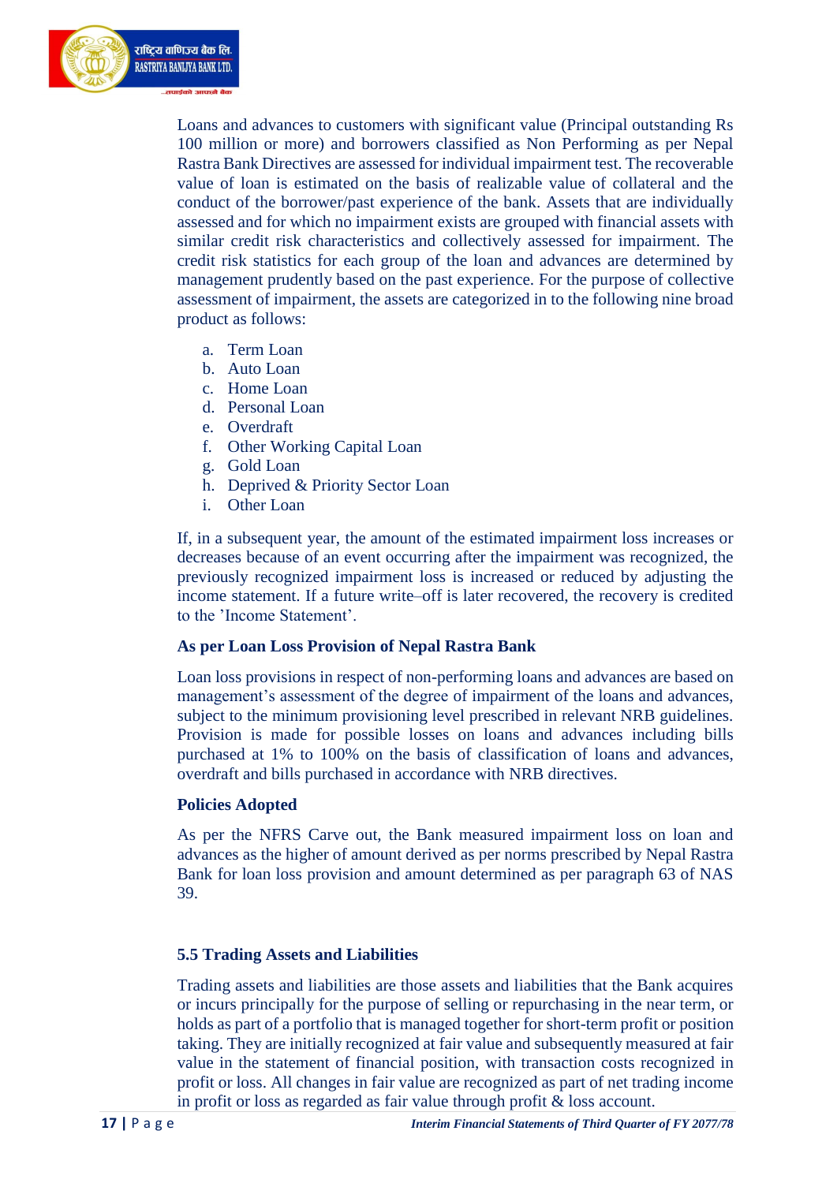Loans and advances to customers with significant value (Principal outstanding Rs 100 million or more) and borrowers classified as Non Performing as per Nepal Rastra Bank Directives are assessed for individual impairment test. The recoverable value of loan is estimated on the basis of realizable value of collateral and the conduct of the borrower/past experience of the bank. Assets that are individually assessed and for which no impairment exists are grouped with financial assets with similar credit risk characteristics and collectively assessed for impairment. The credit risk statistics for each group of the loan and advances are determined by management prudently based on the past experience. For the purpose of collective assessment of impairment, the assets are categorized in to the following nine broad product as follows:

a. Term Loan
b. Auto Loan
c. Home Loan
d. Personal Loan
e. Overdraft
f. Other Working Capital Loan
g. Gold Loan
h. Deprived & Priority Sector Loan
i. Other Loan

If, in a subsequent year, the amount of the estimated impairment loss increases or decreases because of an event occurring after the impairment was recognized, the previously recognized impairment loss is increased or reduced by adjusting the income statement. If a future write–off is later recovered, the recovery is credited to the 'Income Statement'.

**As per Loan Loss Provision of Nepal Rastra Bank**

Loan loss provisions in respect of non-performing loans and advances are based on management's assessment of the degree of impairment of the loans and advances, subject to the minimum provisioning level prescribed in relevant NRB guidelines. Provision is made for possible losses on loans and advances including bills purchased at 1% to 100% on the basis of classification of loans and advances, overdraft and bills purchased in accordance with NRB directives.

**Policies Adopted**

As per the NFRS Carve out, the Bank measured impairment loss on loan and advances as the higher of amount derived as per norms prescribed by Nepal Rastra Bank for loan loss provision and amount determined as per paragraph 63 of NAS 39.

### 5.5 Trading Assets and Liabilities

Trading assets and liabilities are those assets and liabilities that the Bank acquires or incurs principally for the purpose of selling or repurchasing in the near term, or holds as part of a portfolio that is managed together for short-term profit or position taking. They are initially recognized at fair value and subsequently measured at fair value in the statement of financial position, with transaction costs recognized in profit or loss. All changes in fair value are recognized as part of net trading income in profit or loss as regarded as fair value through profit & loss account.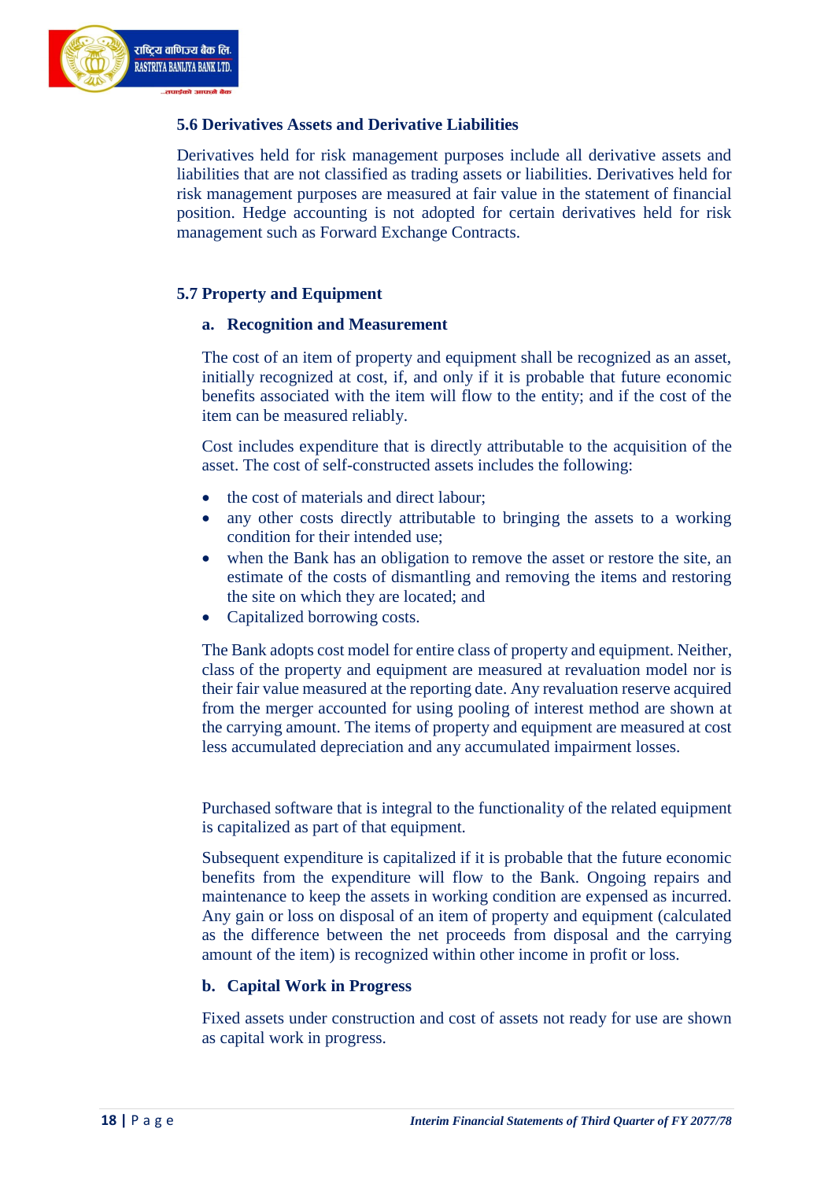## 5.6 Derivatives Assets and Derivative Liabilities

Derivatives held for risk management purposes include all derivative assets and liabilities that are not classified as trading assets or liabilities. Derivatives held for risk management purposes are measured at fair value in the statement of financial position. Hedge accounting is not adopted for certain derivatives held for risk management such as Forward Exchange Contracts.

## 5.7 Property and Equipment

### a. Recognition and Measurement

The cost of an item of property and equipment shall be recognized as an asset, initially recognized at cost, if, and only if it is probable that future economic benefits associated with the item will flow to the entity; and if the cost of the item can be measured reliably.

Cost includes expenditure that is directly attributable to the acquisition of the asset. The cost of self-constructed assets includes the following:

- the cost of materials and direct labour;
- any other costs directly attributable to bringing the assets to a working condition for their intended use;
- when the Bank has an obligation to remove the asset or restore the site, an estimate of the costs of dismantling and removing the items and restoring the site on which they are located; and
- Capitalized borrowing costs.

The Bank adopts cost model for entire class of property and equipment. Neither, class of the property and equipment are measured at revaluation model nor is their fair value measured at the reporting date. Any revaluation reserve acquired from the merger accounted for using pooling of interest method are shown at the carrying amount. The items of property and equipment are measured at cost less accumulated depreciation and any accumulated impairment losses.

Purchased software that is integral to the functionality of the related equipment is capitalized as part of that equipment.

Subsequent expenditure is capitalized if it is probable that the future economic benefits from the expenditure will flow to the Bank. Ongoing repairs and maintenance to keep the assets in working condition are expensed as incurred. Any gain or loss on disposal of an item of property and equipment (calculated as the difference between the net proceeds from disposal and the carrying amount of the item) is recognized within other income in profit or loss.

### b. Capital Work in Progress

Fixed assets under construction and cost of assets not ready for use are shown as capital work in progress.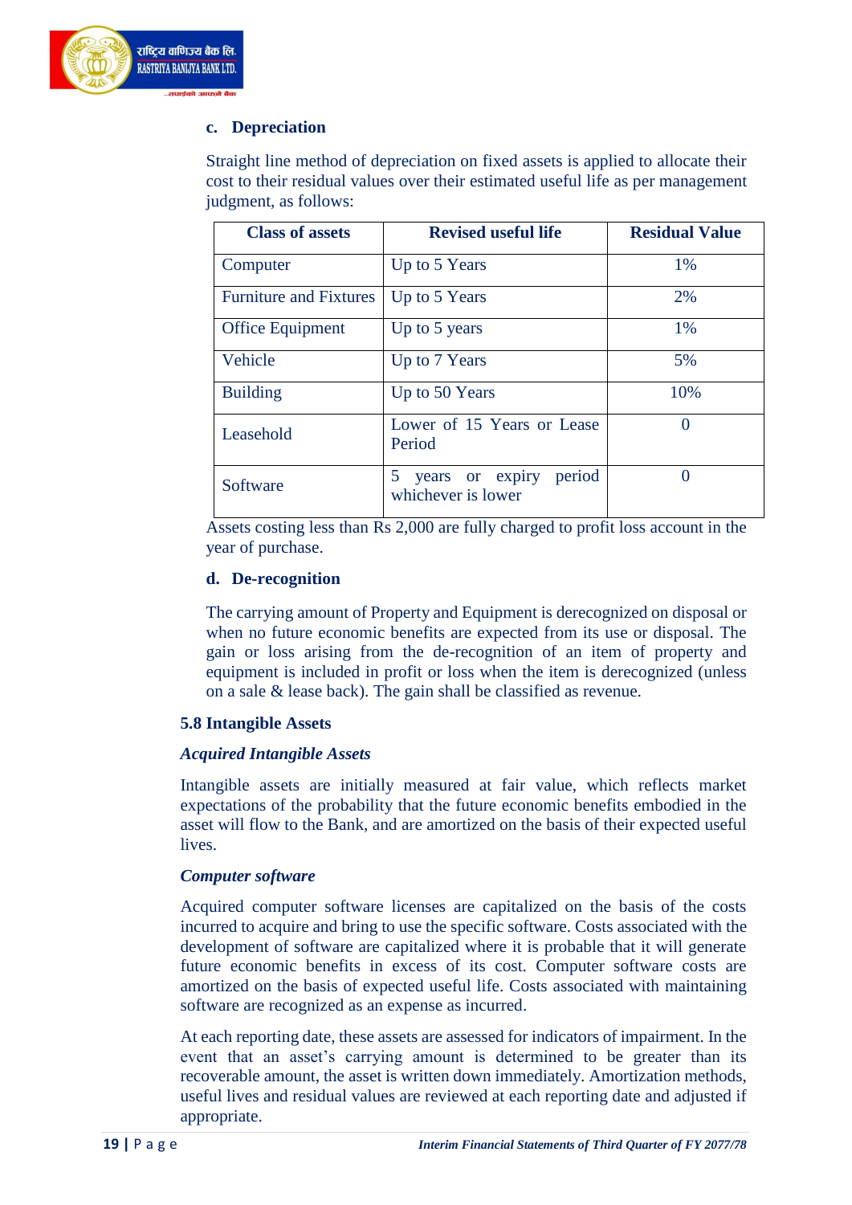### c. Depreciation

Straight line method of depreciation on fixed assets is applied to allocate their cost to their residual values over their estimated useful life as per management judgment, as follows:

| Class of assets | Revised useful life | Residual Value |
|---|---|---|
| Computer | Up to 5 Years | 1% |
| Furniture and Fixtures | Up to 5 Years | 2% |
| Office Equipment | Up to 5 years | 1% |
| Vehicle | Up to 7 Years | 5% |
| Building | Up to 50 Years | 10% |
| Leasehold | Lower of 15 Years or Lease Period | 0 |
| Software | 5 years or expiry period whichever is lower | 0 |

Assets costing less than Rs 2,000 are fully charged to profit loss account in the year of purchase.

### d. De-recognition

The carrying amount of Property and Equipment is derecognized on disposal or when no future economic benefits are expected from its use or disposal. The gain or loss arising from the de-recognition of an item of property and equipment is included in profit or loss when the item is derecognized (unless on a sale & lease back). The gain shall be classified as revenue.

## 5.8 Intangible Assets

***Acquired Intangible Assets***

Intangible assets are initially measured at fair value, which reflects market expectations of the probability that the future economic benefits embodied in the asset will flow to the Bank, and are amortized on the basis of their expected useful lives.

***Computer software***

Acquired computer software licenses are capitalized on the basis of the costs incurred to acquire and bring to use the specific software. Costs associated with the development of software are capitalized where it is probable that it will generate future economic benefits in excess of its cost. Computer software costs are amortized on the basis of expected useful life. Costs associated with maintaining software are recognized as an expense as incurred.

At each reporting date, these assets are assessed for indicators of impairment. In the event that an asset's carrying amount is determined to be greater than its recoverable amount, the asset is written down immediately. Amortization methods, useful lives and residual values are reviewed at each reporting date and adjusted if appropriate.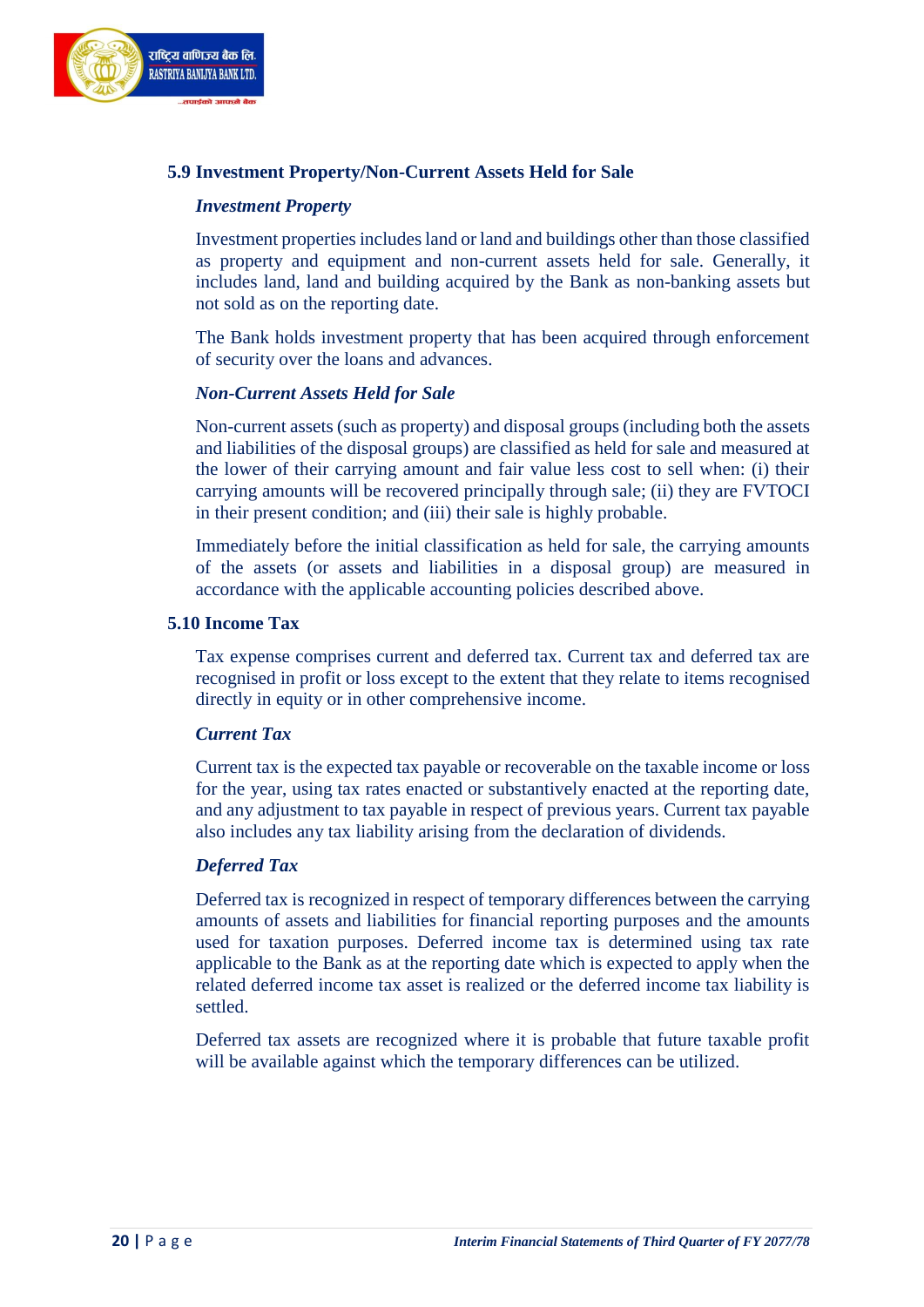### 5.9 Investment Property/Non-Current Assets Held for Sale

***Investment Property***

Investment properties includes land or land and buildings other than those classified as property and equipment and non-current assets held for sale. Generally, it includes land, land and building acquired by the Bank as non-banking assets but not sold as on the reporting date.

The Bank holds investment property that has been acquired through enforcement of security over the loans and advances.

***Non-Current Assets Held for Sale***

Non-current assets (such as property) and disposal groups (including both the assets and liabilities of the disposal groups) are classified as held for sale and measured at the lower of their carrying amount and fair value less cost to sell when: (i) their carrying amounts will be recovered principally through sale; (ii) they are FVTOCI in their present condition; and (iii) their sale is highly probable.

Immediately before the initial classification as held for sale, the carrying amounts of the assets (or assets and liabilities in a disposal group) are measured in accordance with the applicable accounting policies described above.

### 5.10 Income Tax

Tax expense comprises current and deferred tax. Current tax and deferred tax are recognised in profit or loss except to the extent that they relate to items recognised directly in equity or in other comprehensive income.

***Current Tax***

Current tax is the expected tax payable or recoverable on the taxable income or loss for the year, using tax rates enacted or substantively enacted at the reporting date, and any adjustment to tax payable in respect of previous years. Current tax payable also includes any tax liability arising from the declaration of dividends.

***Deferred Tax***

Deferred tax is recognized in respect of temporary differences between the carrying amounts of assets and liabilities for financial reporting purposes and the amounts used for taxation purposes. Deferred income tax is determined using tax rate applicable to the Bank as at the reporting date which is expected to apply when the related deferred income tax asset is realized or the deferred income tax liability is settled.

Deferred tax assets are recognized where it is probable that future taxable profit will be available against which the temporary differences can be utilized.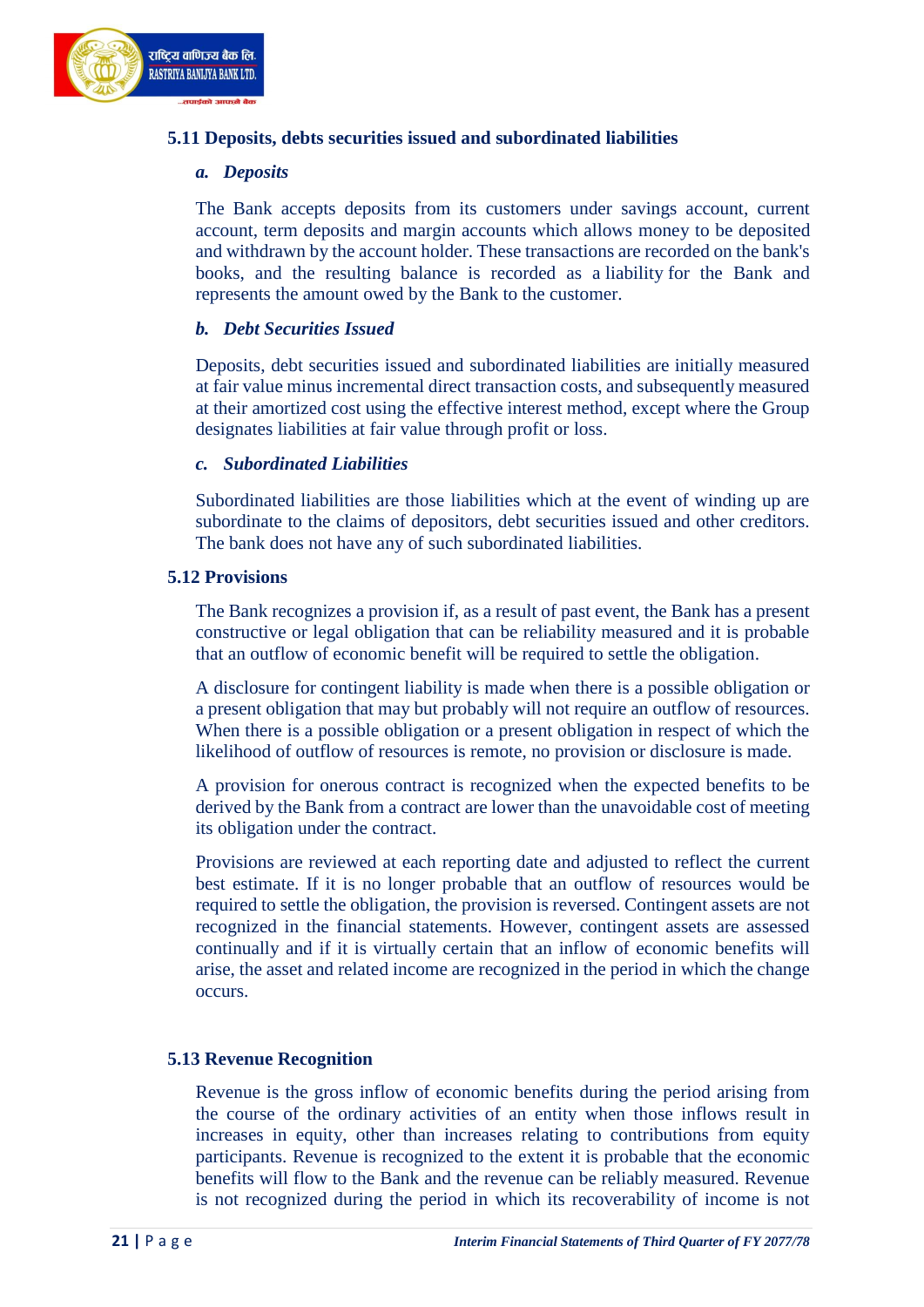## 5.11 Deposits, debts securities issued and subordinated liabilities

### *a. Deposits*

The Bank accepts deposits from its customers under savings account, current account, term deposits and margin accounts which allows money to be deposited and withdrawn by the account holder. These transactions are recorded on the bank's books, and the resulting balance is recorded as a liability for the Bank and represents the amount owed by the Bank to the customer.

### *b. Debt Securities Issued*

Deposits, debt securities issued and subordinated liabilities are initially measured at fair value minus incremental direct transaction costs, and subsequently measured at their amortized cost using the effective interest method, except where the Group designates liabilities at fair value through profit or loss.

### *c. Subordinated Liabilities*

Subordinated liabilities are those liabilities which at the event of winding up are subordinate to the claims of depositors, debt securities issued and other creditors. The bank does not have any of such subordinated liabilities.

## 5.12 Provisions

The Bank recognizes a provision if, as a result of past event, the Bank has a present constructive or legal obligation that can be reliability measured and it is probable that an outflow of economic benefit will be required to settle the obligation.

A disclosure for contingent liability is made when there is a possible obligation or a present obligation that may but probably will not require an outflow of resources. When there is a possible obligation or a present obligation in respect of which the likelihood of outflow of resources is remote, no provision or disclosure is made.

A provision for onerous contract is recognized when the expected benefits to be derived by the Bank from a contract are lower than the unavoidable cost of meeting its obligation under the contract.

Provisions are reviewed at each reporting date and adjusted to reflect the current best estimate. If it is no longer probable that an outflow of resources would be required to settle the obligation, the provision is reversed. Contingent assets are not recognized in the financial statements. However, contingent assets are assessed continually and if it is virtually certain that an inflow of economic benefits will arise, the asset and related income are recognized in the period in which the change occurs.

## 5.13 Revenue Recognition

Revenue is the gross inflow of economic benefits during the period arising from the course of the ordinary activities of an entity when those inflows result in increases in equity, other than increases relating to contributions from equity participants. Revenue is recognized to the extent it is probable that the economic benefits will flow to the Bank and the revenue can be reliably measured. Revenue is not recognized during the period in which its recoverability of income is not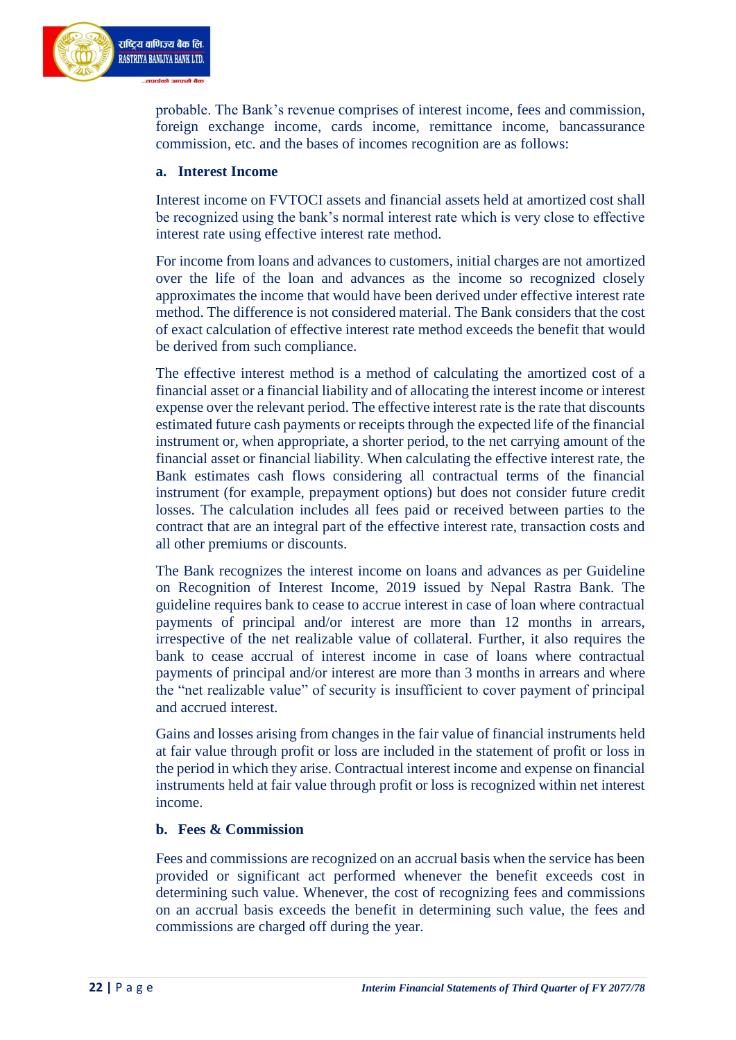probable. The Bank's revenue comprises of interest income, fees and commission, foreign exchange income, cards income, remittance income, bancassurance commission, etc. and the bases of incomes recognition are as follows:

**a. Interest Income**

Interest income on FVTOCI assets and financial assets held at amortized cost shall be recognized using the bank's normal interest rate which is very close to effective interest rate using effective interest rate method.

For income from loans and advances to customers, initial charges are not amortized over the life of the loan and advances as the income so recognized closely approximates the income that would have been derived under effective interest rate method. The difference is not considered material. The Bank considers that the cost of exact calculation of effective interest rate method exceeds the benefit that would be derived from such compliance.

The effective interest method is a method of calculating the amortized cost of a financial asset or a financial liability and of allocating the interest income or interest expense over the relevant period. The effective interest rate is the rate that discounts estimated future cash payments or receipts through the expected life of the financial instrument or, when appropriate, a shorter period, to the net carrying amount of the financial asset or financial liability. When calculating the effective interest rate, the Bank estimates cash flows considering all contractual terms of the financial instrument (for example, prepayment options) but does not consider future credit losses. The calculation includes all fees paid or received between parties to the contract that are an integral part of the effective interest rate, transaction costs and all other premiums or discounts.

The Bank recognizes the interest income on loans and advances as per Guideline on Recognition of Interest Income, 2019 issued by Nepal Rastra Bank. The guideline requires bank to cease to accrue interest in case of loan where contractual payments of principal and/or interest are more than 12 months in arrears, irrespective of the net realizable value of collateral. Further, it also requires the bank to cease accrual of interest income in case of loans where contractual payments of principal and/or interest are more than 3 months in arrears and where the "net realizable value" of security is insufficient to cover payment of principal and accrued interest.

Gains and losses arising from changes in the fair value of financial instruments held at fair value through profit or loss are included in the statement of profit or loss in the period in which they arise. Contractual interest income and expense on financial instruments held at fair value through profit or loss is recognized within net interest income.

**b. Fees & Commission**

Fees and commissions are recognized on an accrual basis when the service has been provided or significant act performed whenever the benefit exceeds cost in determining such value. Whenever, the cost of recognizing fees and commissions on an accrual basis exceeds the benefit in determining such value, the fees and commissions are charged off during the year.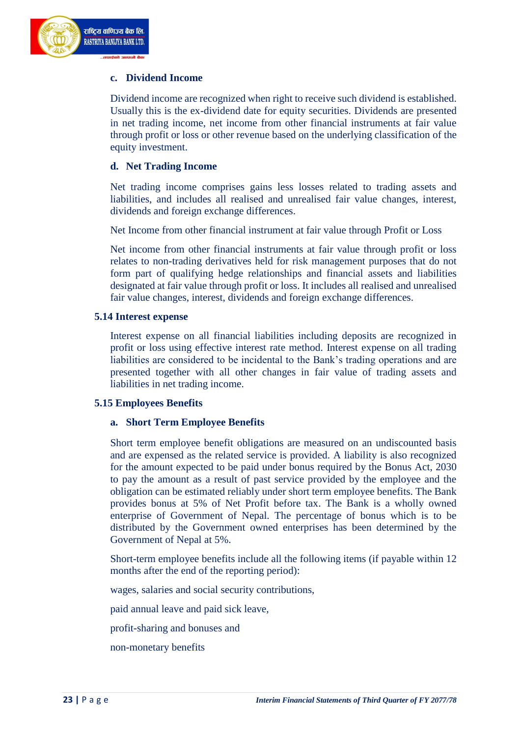### c. Dividend Income

Dividend income are recognized when right to receive such dividend is established. Usually this is the ex-dividend date for equity securities. Dividends are presented in net trading income, net income from other financial instruments at fair value through profit or loss or other revenue based on the underlying classification of the equity investment.

### d. Net Trading Income

Net trading income comprises gains less losses related to trading assets and liabilities, and includes all realised and unrealised fair value changes, interest, dividends and foreign exchange differences.

Net Income from other financial instrument at fair value through Profit or Loss

Net income from other financial instruments at fair value through profit or loss relates to non-trading derivatives held for risk management purposes that do not form part of qualifying hedge relationships and financial assets and liabilities designated at fair value through profit or loss. It includes all realised and unrealised fair value changes, interest, dividends and foreign exchange differences.

## 5.14 Interest expense

Interest expense on all financial liabilities including deposits are recognized in profit or loss using effective interest rate method. Interest expense on all trading liabilities are considered to be incidental to the Bank's trading operations and are presented together with all other changes in fair value of trading assets and liabilities in net trading income.

## 5.15 Employees Benefits

### a. Short Term Employee Benefits

Short term employee benefit obligations are measured on an undiscounted basis and are expensed as the related service is provided. A liability is also recognized for the amount expected to be paid under bonus required by the Bonus Act, 2030 to pay the amount as a result of past service provided by the employee and the obligation can be estimated reliably under short term employee benefits. The Bank provides bonus at 5% of Net Profit before tax. The Bank is a wholly owned enterprise of Government of Nepal. The percentage of bonus which is to be distributed by the Government owned enterprises has been determined by the Government of Nepal at 5%.

Short-term employee benefits include all the following items (if payable within 12 months after the end of the reporting period):

wages, salaries and social security contributions,

paid annual leave and paid sick leave,

profit-sharing and bonuses and

non-monetary benefits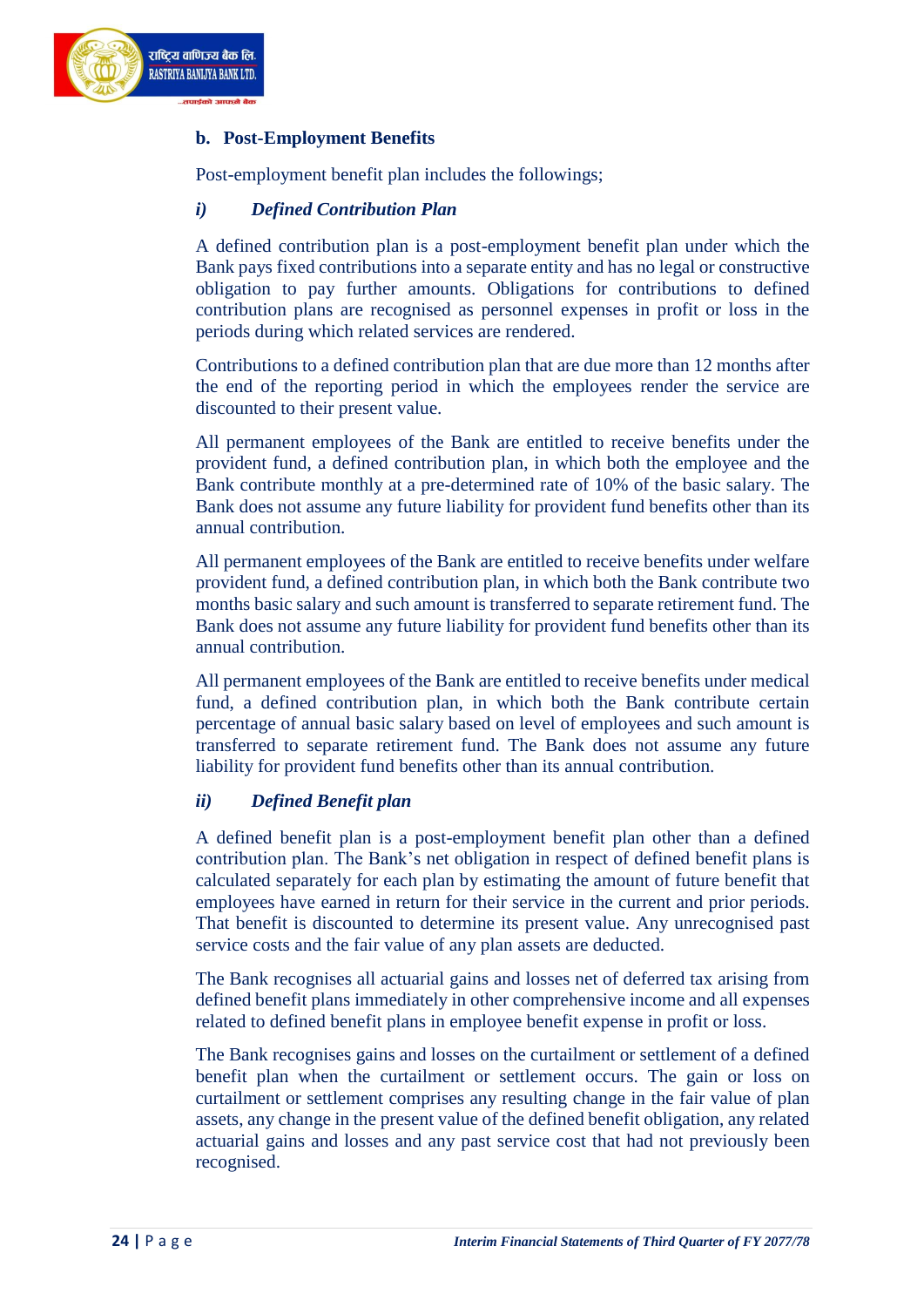## b. Post-Employment Benefits

Post-employment benefit plan includes the followings;

### *i) Defined Contribution Plan*

A defined contribution plan is a post-employment benefit plan under which the Bank pays fixed contributions into a separate entity and has no legal or constructive obligation to pay further amounts. Obligations for contributions to defined contribution plans are recognised as personnel expenses in profit or loss in the periods during which related services are rendered.

Contributions to a defined contribution plan that are due more than 12 months after the end of the reporting period in which the employees render the service are discounted to their present value.

All permanent employees of the Bank are entitled to receive benefits under the provident fund, a defined contribution plan, in which both the employee and the Bank contribute monthly at a pre-determined rate of 10% of the basic salary. The Bank does not assume any future liability for provident fund benefits other than its annual contribution.

All permanent employees of the Bank are entitled to receive benefits under welfare provident fund, a defined contribution plan, in which both the Bank contribute two months basic salary and such amount is transferred to separate retirement fund. The Bank does not assume any future liability for provident fund benefits other than its annual contribution.

All permanent employees of the Bank are entitled to receive benefits under medical fund, a defined contribution plan, in which both the Bank contribute certain percentage of annual basic salary based on level of employees and such amount is transferred to separate retirement fund. The Bank does not assume any future liability for provident fund benefits other than its annual contribution.

### *ii) Defined Benefit plan*

A defined benefit plan is a post-employment benefit plan other than a defined contribution plan. The Bank's net obligation in respect of defined benefit plans is calculated separately for each plan by estimating the amount of future benefit that employees have earned in return for their service in the current and prior periods. That benefit is discounted to determine its present value. Any unrecognised past service costs and the fair value of any plan assets are deducted.

The Bank recognises all actuarial gains and losses net of deferred tax arising from defined benefit plans immediately in other comprehensive income and all expenses related to defined benefit plans in employee benefit expense in profit or loss.

The Bank recognises gains and losses on the curtailment or settlement of a defined benefit plan when the curtailment or settlement occurs. The gain or loss on curtailment or settlement comprises any resulting change in the fair value of plan assets, any change in the present value of the defined benefit obligation, any related actuarial gains and losses and any past service cost that had not previously been recognised.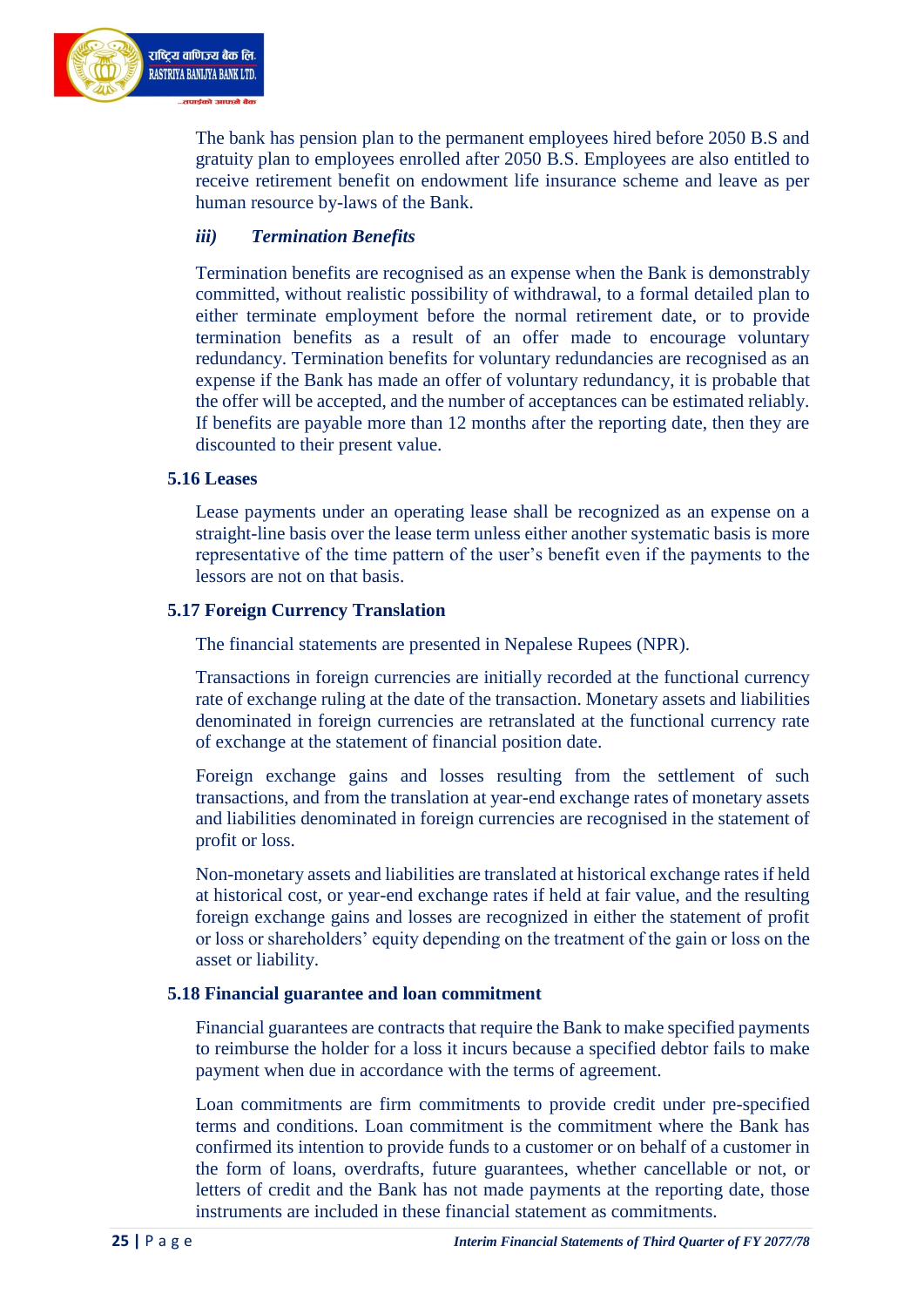The bank has pension plan to the permanent employees hired before 2050 B.S and gratuity plan to employees enrolled after 2050 B.S. Employees are also entitled to receive retirement benefit on endowment life insurance scheme and leave as per human resource by-laws of the Bank.

***iii) Termination Benefits***

Termination benefits are recognised as an expense when the Bank is demonstrably committed, without realistic possibility of withdrawal, to a formal detailed plan to either terminate employment before the normal retirement date, or to provide termination benefits as a result of an offer made to encourage voluntary redundancy. Termination benefits for voluntary redundancies are recognised as an expense if the Bank has made an offer of voluntary redundancy, it is probable that the offer will be accepted, and the number of acceptances can be estimated reliably. If benefits are payable more than 12 months after the reporting date, then they are discounted to their present value.

### 5.16 Leases

Lease payments under an operating lease shall be recognized as an expense on a straight-line basis over the lease term unless either another systematic basis is more representative of the time pattern of the user's benefit even if the payments to the lessors are not on that basis.

### 5.17 Foreign Currency Translation

The financial statements are presented in Nepalese Rupees (NPR).

Transactions in foreign currencies are initially recorded at the functional currency rate of exchange ruling at the date of the transaction. Monetary assets and liabilities denominated in foreign currencies are retranslated at the functional currency rate of exchange at the statement of financial position date.

Foreign exchange gains and losses resulting from the settlement of such transactions, and from the translation at year-end exchange rates of monetary assets and liabilities denominated in foreign currencies are recognised in the statement of profit or loss.

Non-monetary assets and liabilities are translated at historical exchange rates if held at historical cost, or year-end exchange rates if held at fair value, and the resulting foreign exchange gains and losses are recognized in either the statement of profit or loss or shareholders' equity depending on the treatment of the gain or loss on the asset or liability.

### 5.18 Financial guarantee and loan commitment

Financial guarantees are contracts that require the Bank to make specified payments to reimburse the holder for a loss it incurs because a specified debtor fails to make payment when due in accordance with the terms of agreement.

Loan commitments are firm commitments to provide credit under pre-specified terms and conditions. Loan commitment is the commitment where the Bank has confirmed its intention to provide funds to a customer or on behalf of a customer in the form of loans, overdrafts, future guarantees, whether cancellable or not, or letters of credit and the Bank has not made payments at the reporting date, those instruments are included in these financial statement as commitments.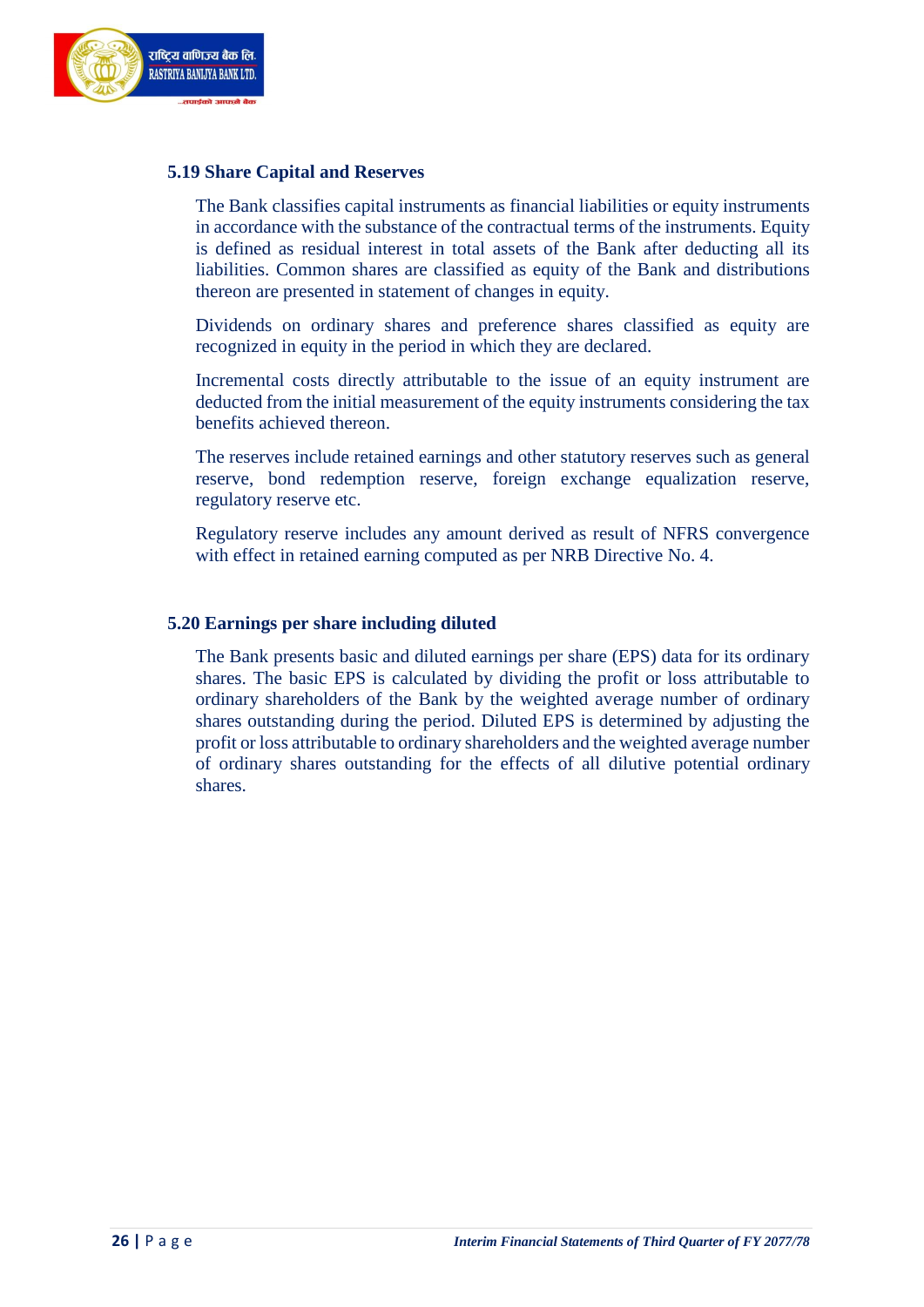### 5.19 Share Capital and Reserves

The Bank classifies capital instruments as financial liabilities or equity instruments in accordance with the substance of the contractual terms of the instruments. Equity is defined as residual interest in total assets of the Bank after deducting all its liabilities. Common shares are classified as equity of the Bank and distributions thereon are presented in statement of changes in equity.

Dividends on ordinary shares and preference shares classified as equity are recognized in equity in the period in which they are declared.

Incremental costs directly attributable to the issue of an equity instrument are deducted from the initial measurement of the equity instruments considering the tax benefits achieved thereon.

The reserves include retained earnings and other statutory reserves such as general reserve, bond redemption reserve, foreign exchange equalization reserve, regulatory reserve etc.

Regulatory reserve includes any amount derived as result of NFRS convergence with effect in retained earning computed as per NRB Directive No. 4.

### 5.20 Earnings per share including diluted

The Bank presents basic and diluted earnings per share (EPS) data for its ordinary shares. The basic EPS is calculated by dividing the profit or loss attributable to ordinary shareholders of the Bank by the weighted average number of ordinary shares outstanding during the period. Diluted EPS is determined by adjusting the profit or loss attributable to ordinary shareholders and the weighted average number of ordinary shares outstanding for the effects of all dilutive potential ordinary shares.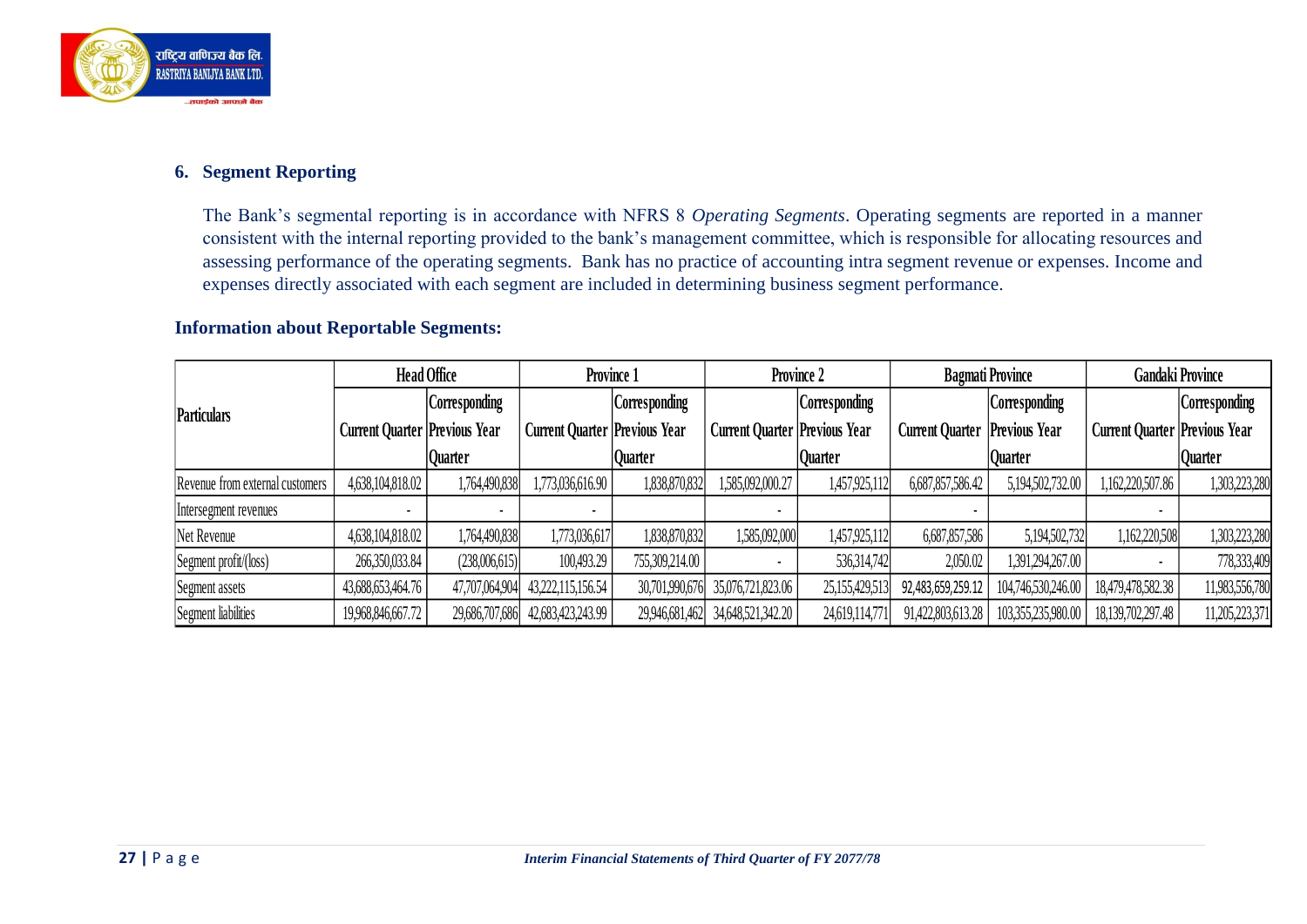## 6. Segment Reporting

The Bank's segmental reporting is in accordance with NFRS 8 *Operating Segments*. Operating segments are reported in a manner consistent with the internal reporting provided to the bank's management committee, which is responsible for allocating resources and assessing performance of the operating segments. Bank has no practice of accounting intra segment revenue or expenses. Income and expenses directly associated with each segment are included in determining business segment performance.

### Information about Reportable Segments:

| Particulars | Head Office | | Province 1 | | Province 2 | | Bagmati Province | | Gandaki Province | |
|---|---|---|---|---|---|---|---|---|---|---|
| | Current Quarter | Corresponding Previous Year Quarter | Current Quarter | Corresponding Previous Year Quarter | Current Quarter | Corresponding Previous Year Quarter | Current Quarter | Corresponding Previous Year Quarter | Current Quarter | Corresponding Previous Year Quarter |
| Revenue from external customers | 4,638,104,818.02 | 1,764,490,838 | 1,773,036,616.90 | 1,838,870,832 | 1,585,092,000.27 | 1,457,925,112 | 6,687,857,586.42 | 5,194,502,732.00 | 1,162,220,507.86 | 1,303,223,280 |
| Intersegment revenues | - | - | - | | - | | - | | - | |
| Net Revenue | 4,638,104,818.02 | 1,764,490,838 | 1,773,036,617 | 1,838,870,832 | 1,585,092,000 | 1,457,925,112 | 6,687,857,586 | 5,194,502,732 | 1,162,220,508 | 1,303,223,280 |
| Segment profit/(loss) | 266,350,033.84 | (238,006,615) | 100,493.29 | 755,309,214.00 | - | 536,314,742 | 2,050.02 | 1,391,294,267.00 | - | 778,333,409 |
| Segment assets | 43,688,653,464.76 | 47,707,064,904 | 43,222,115,156.54 | 30,701,990,676 | 35,076,721,823.06 | 25,155,429,513 | 92,483,659,259.12 | 104,746,530,246.00 | 18,479,478,582.38 | 11,983,556,780 |
| Segment liabilities | 19,968,846,667.72 | 29,686,707,686 | 42,683,423,243.99 | 29,946,681,462 | 34,648,521,342.20 | 24,619,114,771 | 91,422,803,613.28 | 103,355,235,980.00 | 18,139,702,297.48 | 11,205,223,371 |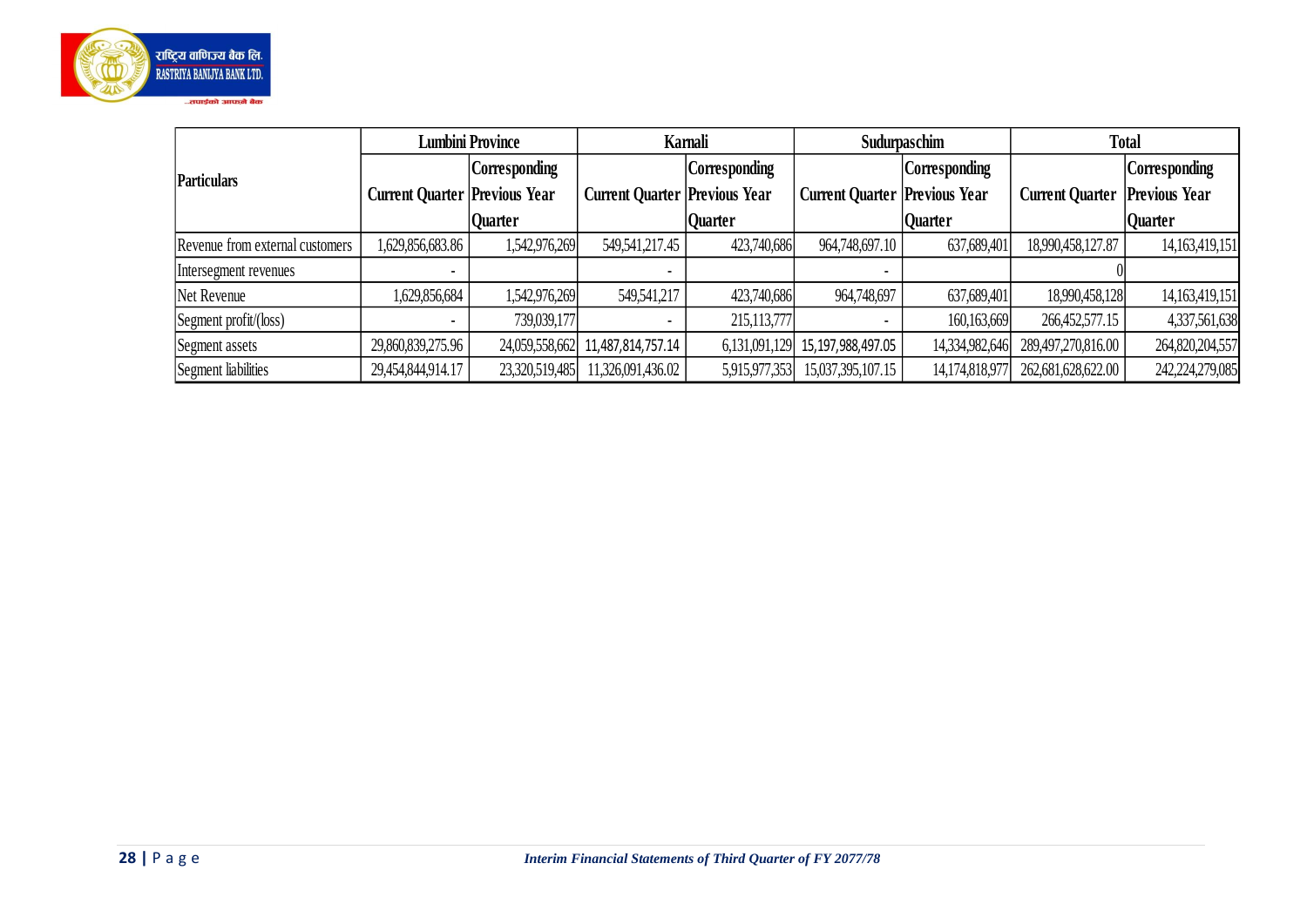| Particulars | Lumbini Province | | Karnali | | Sudurpaschim | | Total | |
|---|---|---|---|---|---|---|---|---|
| | Current Quarter | Corresponding Previous Year Quarter | Current Quarter | Corresponding Previous Year Quarter | Current Quarter | Corresponding Previous Year Quarter | Current Quarter | Corresponding Previous Year Quarter |
| Revenue from external customers | 1,629,856,683.86 | 1,542,976,269 | 549,541,217.45 | 423,740,686 | 964,748,697.10 | 637,689,401 | 18,990,458,127.87 | 14,163,419,151 |
| Intersegment revenues | - | | - | | - | | 0 | |
| Net Revenue | 1,629,856,684 | 1,542,976,269 | 549,541,217 | 423,740,686 | 964,748,697 | 637,689,401 | 18,990,458,128 | 14,163,419,151 |
| Segment profit/(loss) | - | 739,039,177 | - | 215,113,777 | - | 160,163,669 | 266,452,577.15 | 4,337,561,638 |
| Segment assets | 29,860,839,275.96 | 24,059,558,662 | 11,487,814,757.14 | 6,131,091,129 | 15,197,988,497.05 | 14,334,982,646 | 289,497,270,816.00 | 264,820,204,557 |
| Segment liabilities | 29,454,844,914.17 | 23,320,519,485 | 11,326,091,436.02 | 5,915,977,353 | 15,037,395,107.15 | 14,174,818,977 | 262,681,628,622.00 | 242,224,279,085 |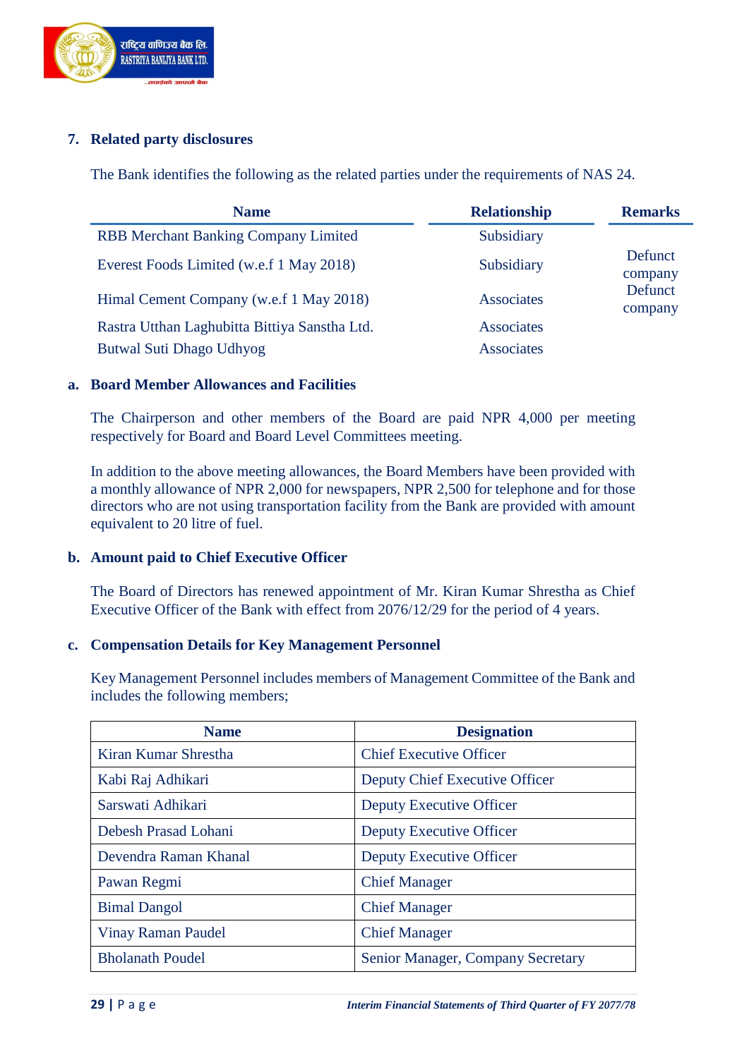## 7. Related party disclosures

The Bank identifies the following as the related parties under the requirements of NAS 24.

| Name | Relationship | Remarks |
|---|---|---|
| RBB Merchant Banking Company Limited | Subsidiary | |
| Everest Foods Limited (w.e.f 1 May 2018) | Subsidiary | Defunct company |
| Himal Cement Company (w.e.f 1 May 2018) | Associates | Defunct company |
| Rastra Utthan Laghubitta Bittiya Sanstha Ltd. | Associates | |
| Butwal Suti Dhago Udhyog | Associates | |

### a. Board Member Allowances and Facilities

The Chairperson and other members of the Board are paid NPR 4,000 per meeting respectively for Board and Board Level Committees meeting.

In addition to the above meeting allowances, the Board Members have been provided with a monthly allowance of NPR 2,000 for newspapers, NPR 2,500 for telephone and for those directors who are not using transportation facility from the Bank are provided with amount equivalent to 20 litre of fuel.

### b. Amount paid to Chief Executive Officer

The Board of Directors has renewed appointment of Mr. Kiran Kumar Shrestha as Chief Executive Officer of the Bank with effect from 2076/12/29 for the period of 4 years.

### c. Compensation Details for Key Management Personnel

Key Management Personnel includes members of Management Committee of the Bank and includes the following members;

| Name | Designation |
|---|---|
| Kiran Kumar Shrestha | Chief Executive Officer |
| Kabi Raj Adhikari | Deputy Chief Executive Officer |
| Sarswati Adhikari | Deputy Executive Officer |
| Debesh Prasad Lohani | Deputy Executive Officer |
| Devendra Raman Khanal | Deputy Executive Officer |
| Pawan Regmi | Chief Manager |
| Bimal Dangol | Chief Manager |
| Vinay Raman Paudel | Chief Manager |
| Bholanath Poudel | Senior Manager, Company Secretary |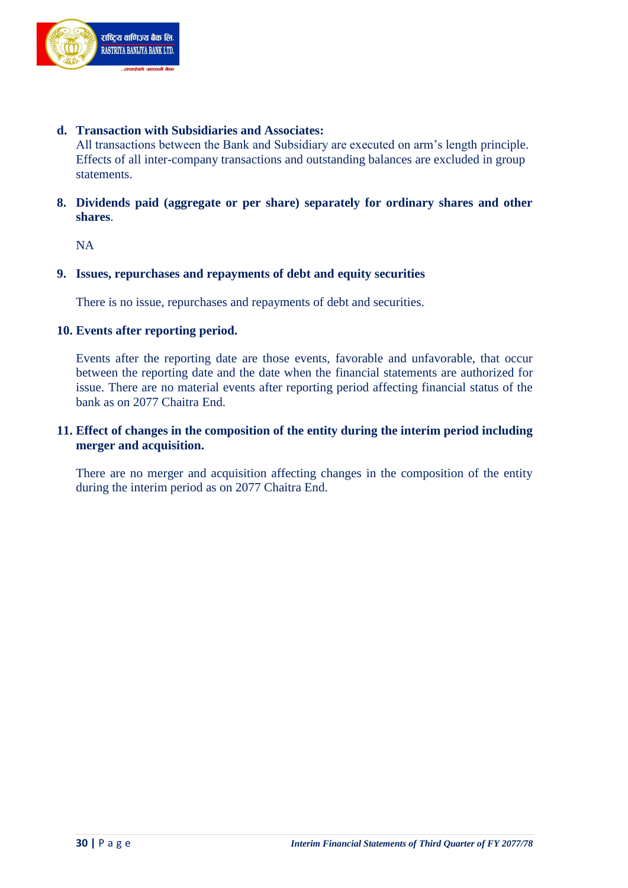**d. Transaction with Subsidiaries and Associates:**

All transactions between the Bank and Subsidiary are executed on arm's length principle. Effects of all inter-company transactions and outstanding balances are excluded in group statements.

**8. Dividends paid (aggregate or per share) separately for ordinary shares and other shares.**

NA

**9. Issues, repurchases and repayments of debt and equity securities**

There is no issue, repurchases and repayments of debt and securities.

**10. Events after reporting period.**

Events after the reporting date are those events, favorable and unfavorable, that occur between the reporting date and the date when the financial statements are authorized for issue. There are no material events after reporting period affecting financial status of the bank as on 2077 Chaitra End.

**11. Effect of changes in the composition of the entity during the interim period including merger and acquisition.**

There are no merger and acquisition affecting changes in the composition of the entity during the interim period as on 2077 Chaitra End.